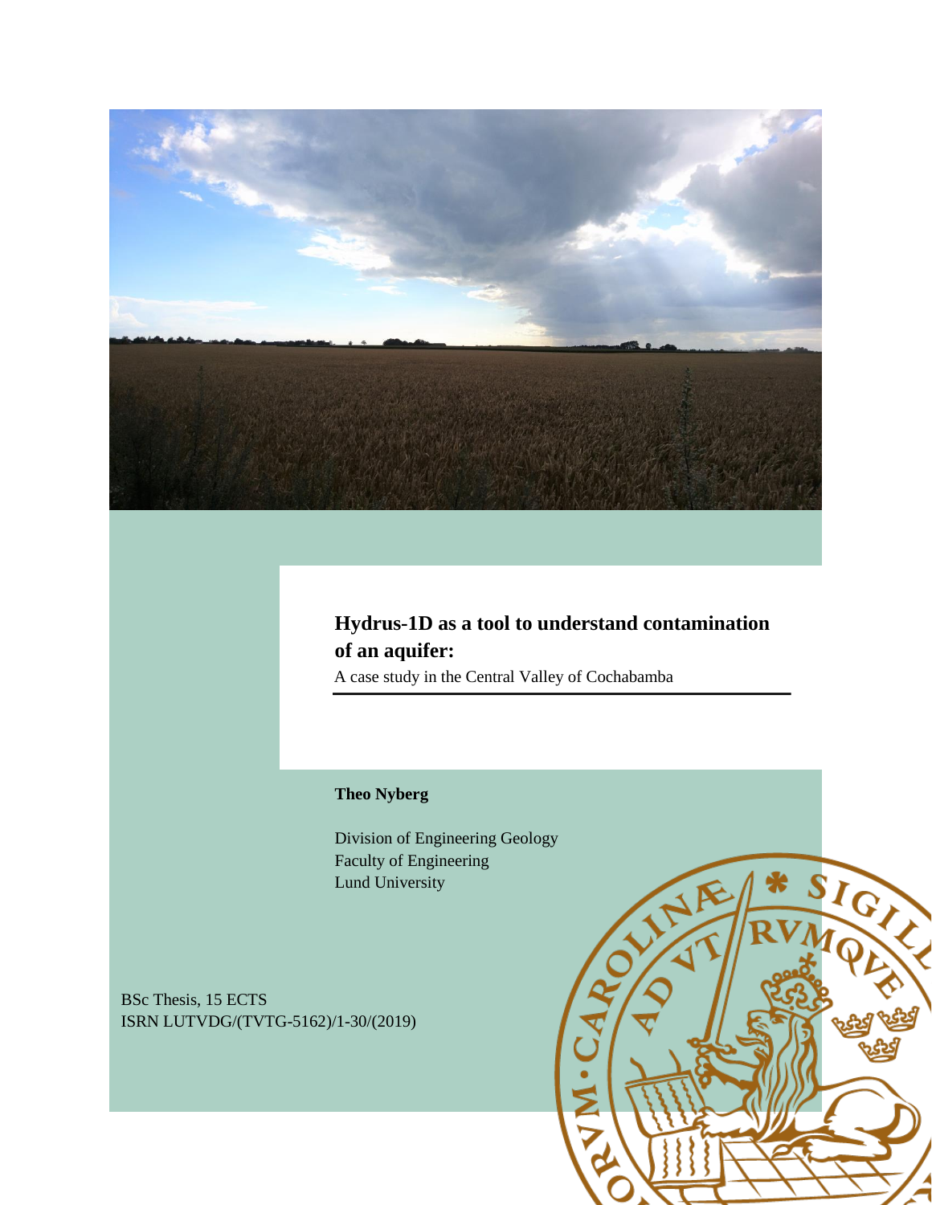# Hydrus-1D as a tool to understand contamination of an aquifer:

A case study in the Central Valley of Cochabamba

**Theo Nyberg**

Division of Engineering Geology
Faculty of Engineering
Lund University

BSc Thesis, 15 ECTS
ISRN LUTVDG/(TVTG-5162)/1-30/(2019)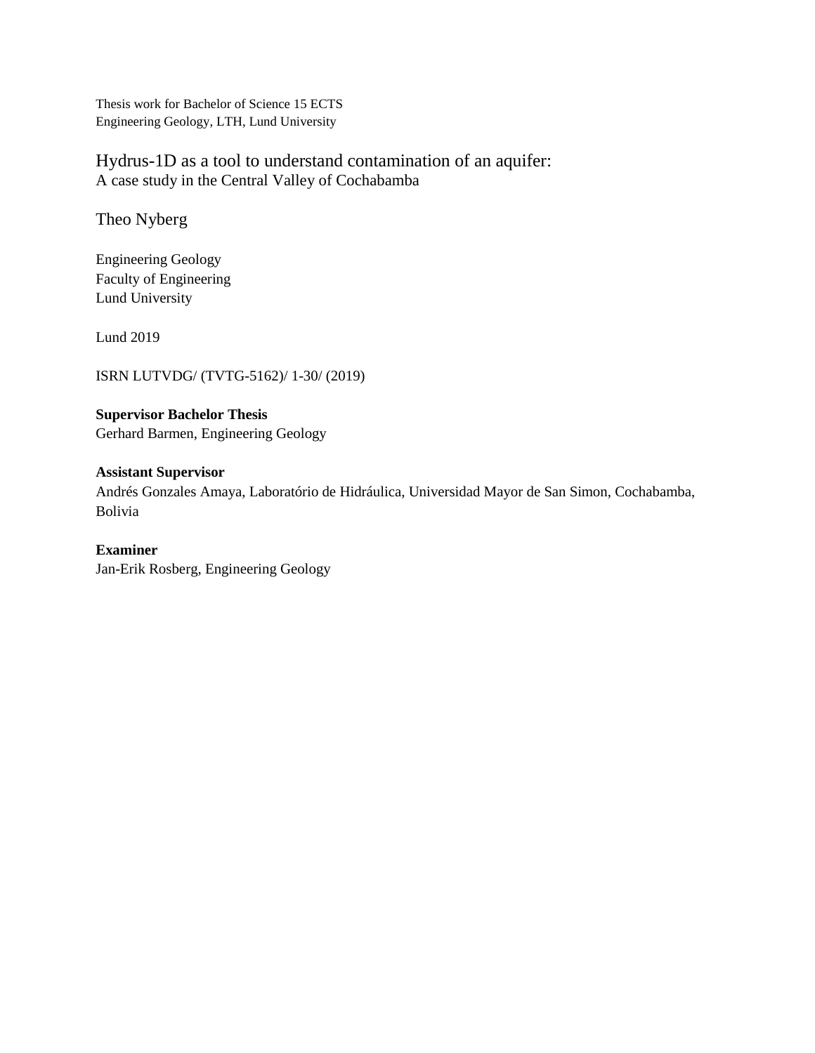Thesis work for Bachelor of Science 15 ECTS
Engineering Geology, LTH, Lund University

# Hydrus-1D as a tool to understand contamination of an aquifer:
A case study in the Central Valley of Cochabamba

Theo Nyberg

Engineering Geology
Faculty of Engineering
Lund University

Lund 2019

ISRN LUTVDG/ (TVTG-5162)/ 1-30/ (2019)

**Supervisor Bachelor Thesis**
Gerhard Barmen, Engineering Geology

**Assistant Supervisor**
Andrés Gonzales Amaya, Laboratório de Hidráulica, Universidad Mayor de San Simon, Cochabamba, Bolivia

**Examiner**
Jan-Erik Rosberg, Engineering Geology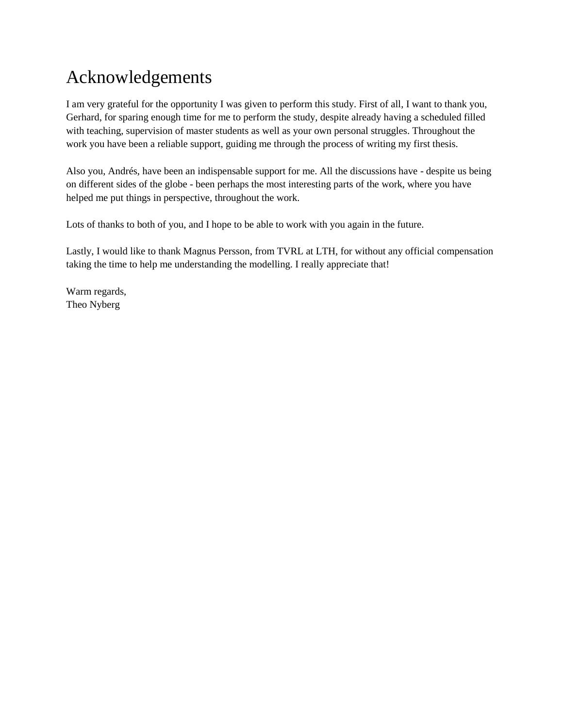# Acknowledgements

I am very grateful for the opportunity I was given to perform this study. First of all, I want to thank you, Gerhard, for sparing enough time for me to perform the study, despite already having a scheduled filled with teaching, supervision of master students as well as your own personal struggles. Throughout the work you have been a reliable support, guiding me through the process of writing my first thesis.

Also you, Andrés, have been an indispensable support for me. All the discussions have - despite us being on different sides of the globe - been perhaps the most interesting parts of the work, where you have helped me put things in perspective, throughout the work.

Lots of thanks to both of you, and I hope to be able to work with you again in the future.

Lastly, I would like to thank Magnus Persson, from TVRL at LTH, for without any official compensation taking the time to help me understanding the modelling. I really appreciate that!

Warm regards,
Theo Nyberg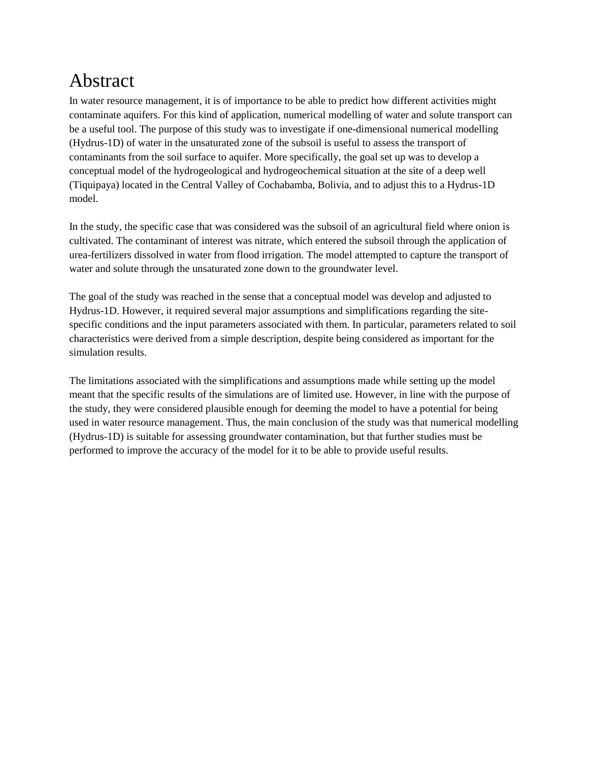# Abstract

In water resource management, it is of importance to be able to predict how different activities might contaminate aquifers. For this kind of application, numerical modelling of water and solute transport can be a useful tool. The purpose of this study was to investigate if one-dimensional numerical modelling (Hydrus-1D) of water in the unsaturated zone of the subsoil is useful to assess the transport of contaminants from the soil surface to aquifer. More specifically, the goal set up was to develop a conceptual model of the hydrogeological and hydrogeochemical situation at the site of a deep well (Tiquipaya) located in the Central Valley of Cochabamba, Bolivia, and to adjust this to a Hydrus-1D model.

In the study, the specific case that was considered was the subsoil of an agricultural field where onion is cultivated. The contaminant of interest was nitrate, which entered the subsoil through the application of urea-fertilizers dissolved in water from flood irrigation. The model attempted to capture the transport of water and solute through the unsaturated zone down to the groundwater level.

The goal of the study was reached in the sense that a conceptual model was develop and adjusted to Hydrus-1D. However, it required several major assumptions and simplifications regarding the site-specific conditions and the input parameters associated with them. In particular, parameters related to soil characteristics were derived from a simple description, despite being considered as important for the simulation results.

The limitations associated with the simplifications and assumptions made while setting up the model meant that the specific results of the simulations are of limited use. However, in line with the purpose of the study, they were considered plausible enough for deeming the model to have a potential for being used in water resource management. Thus, the main conclusion of the study was that numerical modelling (Hydrus-1D) is suitable for assessing groundwater contamination, but that further studies must be performed to improve the accuracy of the model for it to be able to provide useful results.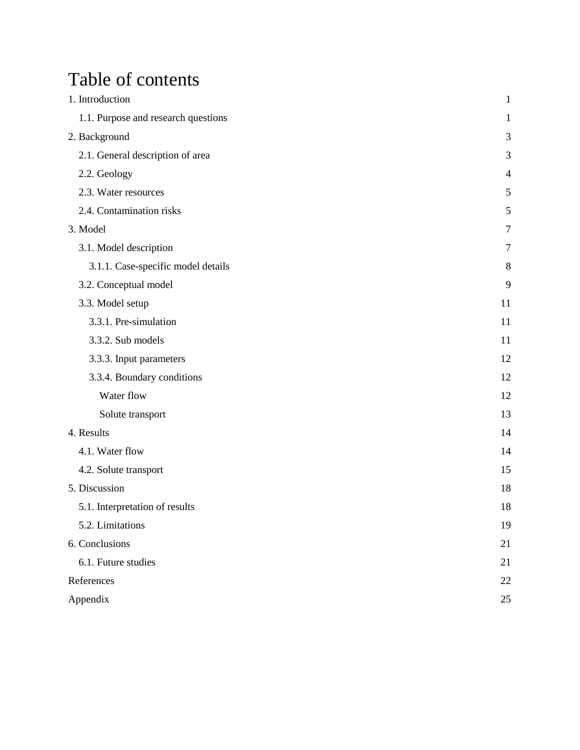# Table of contents

| | |
|---|---|
| 1. Introduction | 1 |
| 1.1. Purpose and research questions | 1 |
| 2. Background | 3 |
| 2.1. General description of area | 3 |
| 2.2. Geology | 4 |
| 2.3. Water resources | 5 |
| 2.4. Contamination risks | 5 |
| 3. Model | 7 |
| 3.1. Model description | 7 |
| 3.1.1. Case-specific model details | 8 |
| 3.2. Conceptual model | 9 |
| 3.3. Model setup | 11 |
| 3.3.1. Pre-simulation | 11 |
| 3.3.2. Sub models | 11 |
| 3.3.3. Input parameters | 12 |
| 3.3.4. Boundary conditions | 12 |
| Water flow | 12 |
| Solute transport | 13 |
| 4. Results | 14 |
| 4.1. Water flow | 14 |
| 4.2. Solute transport | 15 |
| 5. Discussion | 18 |
| 5.1. Interpretation of results | 18 |
| 5.2. Limitations | 19 |
| 6. Conclusions | 21 |
| 6.1. Future studies | 21 |
| References | 22 |
| Appendix | 25 |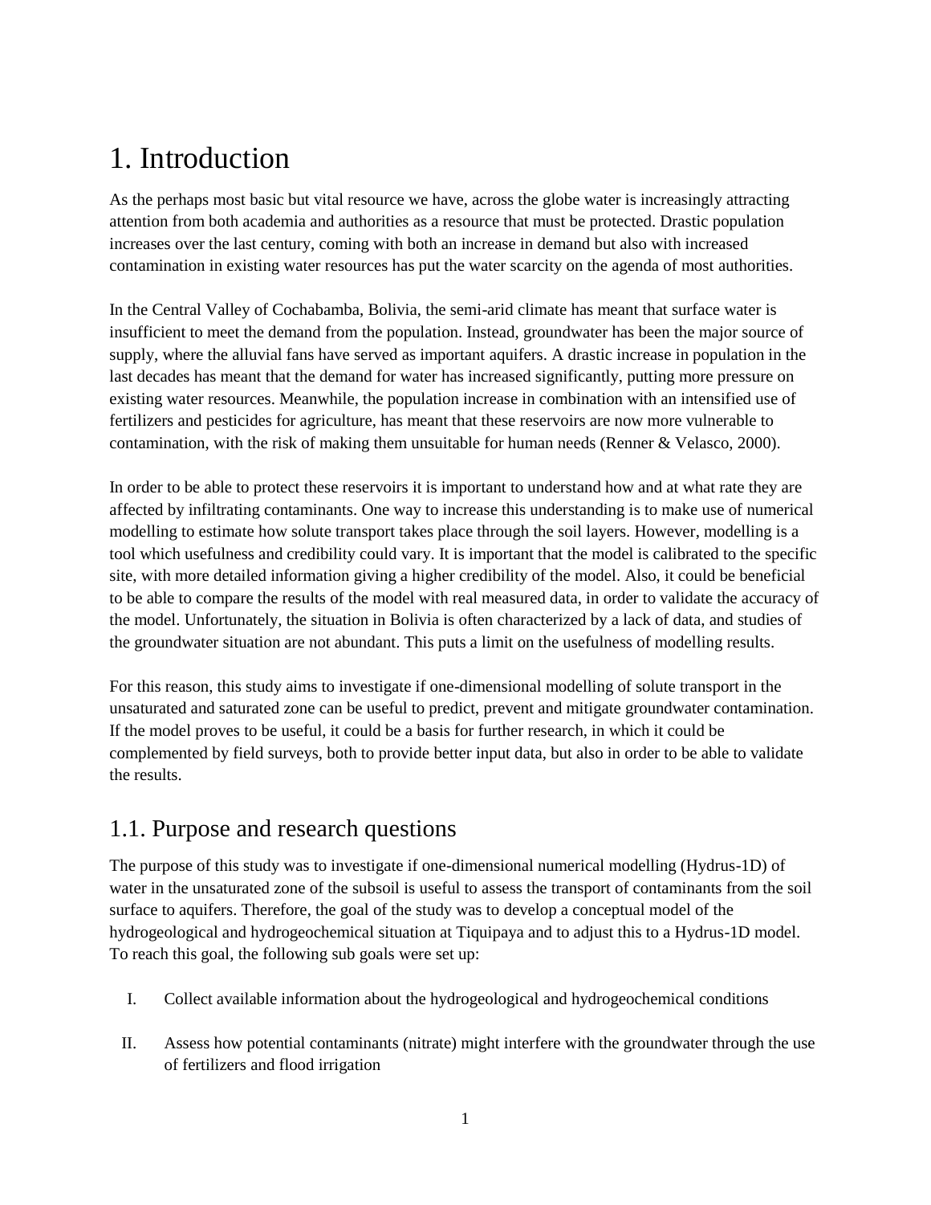# 1. Introduction

As the perhaps most basic but vital resource we have, across the globe water is increasingly attracting attention from both academia and authorities as a resource that must be protected. Drastic population increases over the last century, coming with both an increase in demand but also with increased contamination in existing water resources has put the water scarcity on the agenda of most authorities.

In the Central Valley of Cochabamba, Bolivia, the semi-arid climate has meant that surface water is insufficient to meet the demand from the population. Instead, groundwater has been the major source of supply, where the alluvial fans have served as important aquifers. A drastic increase in population in the last decades has meant that the demand for water has increased significantly, putting more pressure on existing water resources. Meanwhile, the population increase in combination with an intensified use of fertilizers and pesticides for agriculture, has meant that these reservoirs are now more vulnerable to contamination, with the risk of making them unsuitable for human needs (Renner & Velasco, 2000).

In order to be able to protect these reservoirs it is important to understand how and at what rate they are affected by infiltrating contaminants. One way to increase this understanding is to make use of numerical modelling to estimate how solute transport takes place through the soil layers. However, modelling is a tool which usefulness and credibility could vary. It is important that the model is calibrated to the specific site, with more detailed information giving a higher credibility of the model. Also, it could be beneficial to be able to compare the results of the model with real measured data, in order to validate the accuracy of the model. Unfortunately, the situation in Bolivia is often characterized by a lack of data, and studies of the groundwater situation are not abundant. This puts a limit on the usefulness of modelling results.

For this reason, this study aims to investigate if one-dimensional modelling of solute transport in the unsaturated and saturated zone can be useful to predict, prevent and mitigate groundwater contamination. If the model proves to be useful, it could be a basis for further research, in which it could be complemented by field surveys, both to provide better input data, but also in order to be able to validate the results.

## 1.1. Purpose and research questions

The purpose of this study was to investigate if one-dimensional numerical modelling (Hydrus-1D) of water in the unsaturated zone of the subsoil is useful to assess the transport of contaminants from the soil surface to aquifers. Therefore, the goal of the study was to develop a conceptual model of the hydrogeological and hydrogeochemical situation at Tiquipaya and to adjust this to a Hydrus-1D model. To reach this goal, the following sub goals were set up:

I. Collect available information about the hydrogeological and hydrogeochemical conditions

II. Assess how potential contaminants (nitrate) might interfere with the groundwater through the use of fertilizers and flood irrigation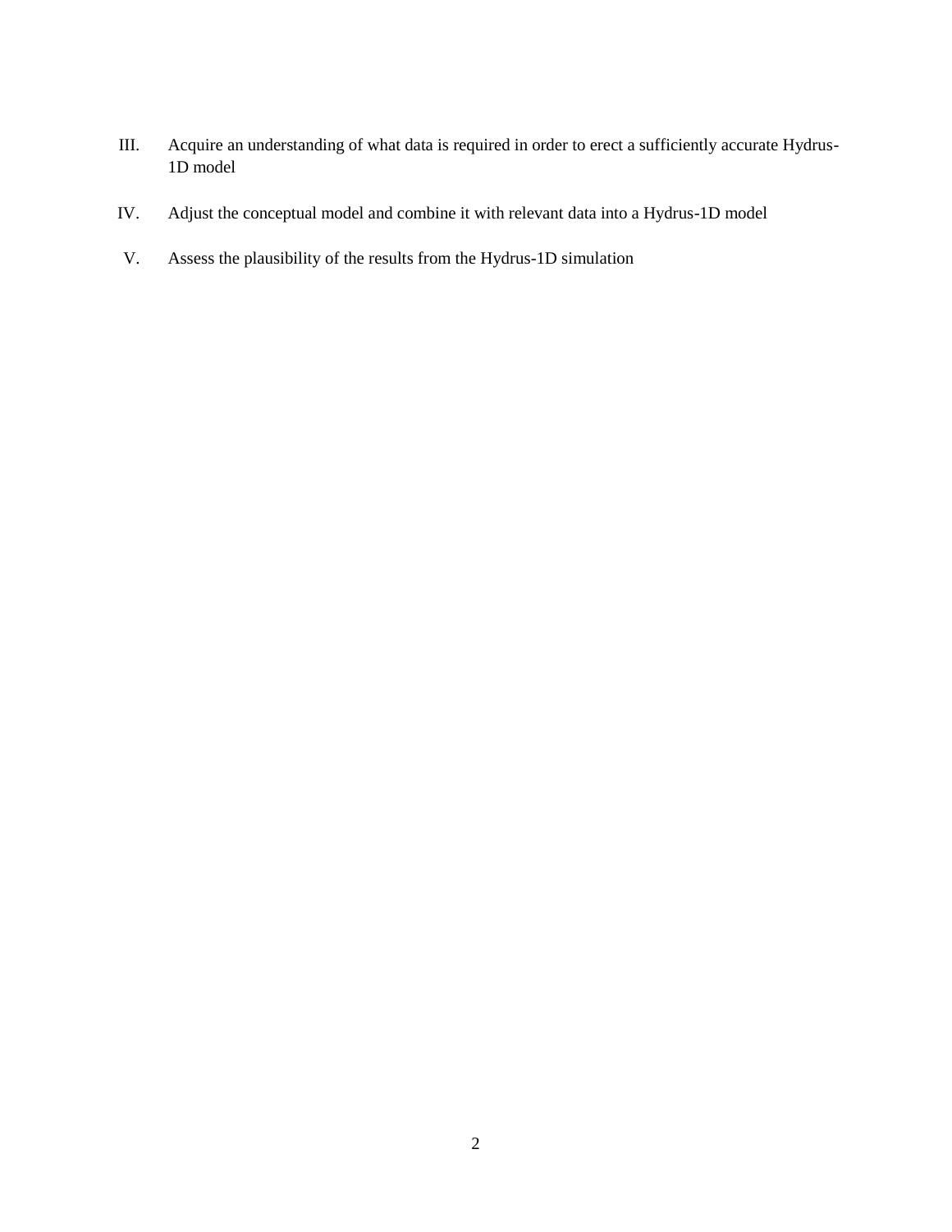III. Acquire an understanding of what data is required in order to erect a sufficiently accurate Hydrus-1D model

IV. Adjust the conceptual model and combine it with relevant data into a Hydrus-1D model

V. Assess the plausibility of the results from the Hydrus-1D simulation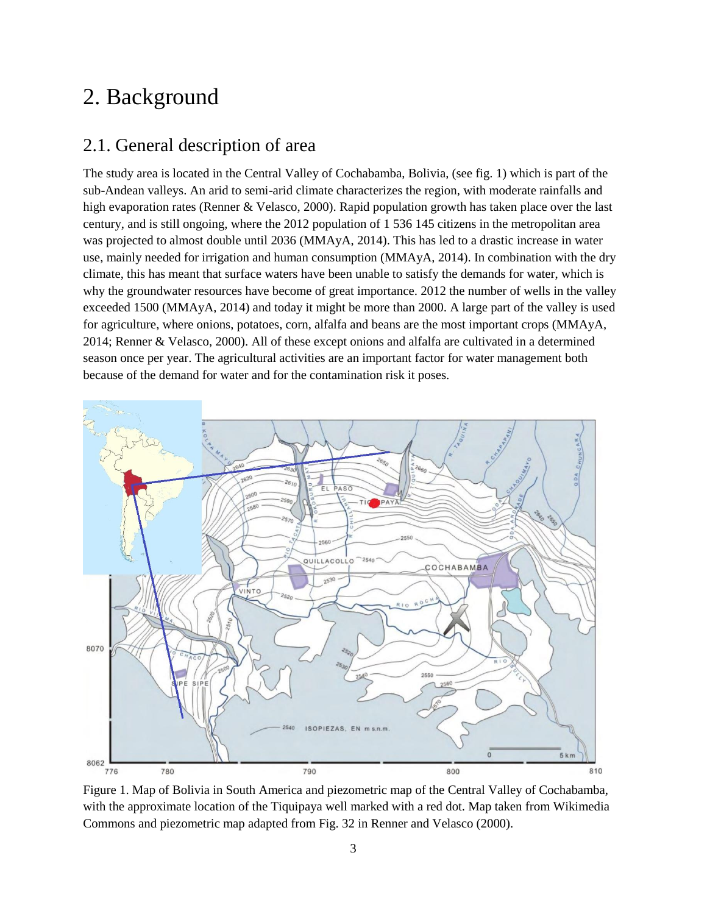# 2. Background

## 2.1. General description of area

The study area is located in the Central Valley of Cochabamba, Bolivia, (see fig. 1) which is part of the sub-Andean valleys. An arid to semi-arid climate characterizes the region, with moderate rainfalls and high evaporation rates (Renner & Velasco, 2000). Rapid population growth has taken place over the last century, and is still ongoing, where the 2012 population of 1 536 145 citizens in the metropolitan area was projected to almost double until 2036 (MMAyA, 2014). This has led to a drastic increase in water use, mainly needed for irrigation and human consumption (MMAyA, 2014). In combination with the dry climate, this has meant that surface waters have been unable to satisfy the demands for water, which is why the groundwater resources have become of great importance. 2012 the number of wells in the valley exceeded 1500 (MMAyA, 2014) and today it might be more than 2000. A large part of the valley is used for agriculture, where onions, potatoes, corn, alfalfa and beans are the most important crops (MMAyA, 2014; Renner & Velasco, 2000). All of these except onions and alfalfa are cultivated in a determined season once per year. The agricultural activities are an important factor for water management both because of the demand for water and for the contamination risk it poses.

Figure 1. Map of Bolivia in South America and piezometric map of the Central Valley of Cochabamba, with the approximate location of the Tiquipaya well marked with a red dot. Map taken from Wikimedia Commons and piezometric map adapted from Fig. 32 in Renner and Velasco (2000).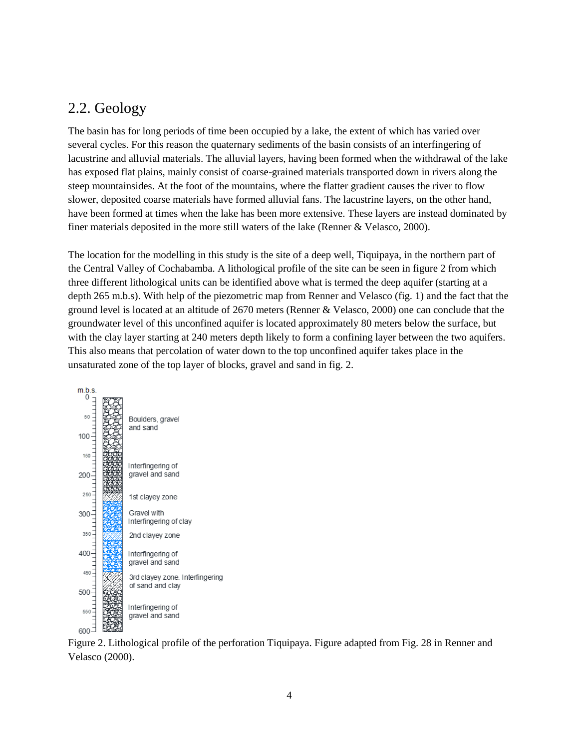## 2.2. Geology

The basin has for long periods of time been occupied by a lake, the extent of which has varied over several cycles. For this reason the quaternary sediments of the basin consists of an interfingering of lacustrine and alluvial materials. The alluvial layers, having been formed when the withdrawal of the lake has exposed flat plains, mainly consist of coarse-grained materials transported down in rivers along the steep mountainsides. At the foot of the mountains, where the flatter gradient causes the river to flow slower, deposited coarse materials have formed alluvial fans. The lacustrine layers, on the other hand, have been formed at times when the lake has been more extensive. These layers are instead dominated by finer materials deposited in the more still waters of the lake (Renner & Velasco, 2000).

The location for the modelling in this study is the site of a deep well, Tiquipaya, in the northern part of the Central Valley of Cochabamba. A lithological profile of the site can be seen in figure 2 from which three different lithological units can be identified above what is termed the deep aquifer (starting at a depth 265 m.b.s). With help of the piezometric map from Renner and Velasco (fig. 1) and the fact that the ground level is located at an altitude of 2670 meters (Renner & Velasco, 2000) one can conclude that the groundwater level of this unconfined aquifer is located approximately 80 meters below the surface, but with the clay layer starting at 240 meters depth likely to form a confining layer between the two aquifers. This also means that percolation of water down to the top unconfined aquifer takes place in the unsaturated zone of the top layer of blocks, gravel and sand in fig. 2.

Figure 2. Lithological profile of the perforation Tiquipaya. Figure adapted from Fig. 28 in Renner and Velasco (2000).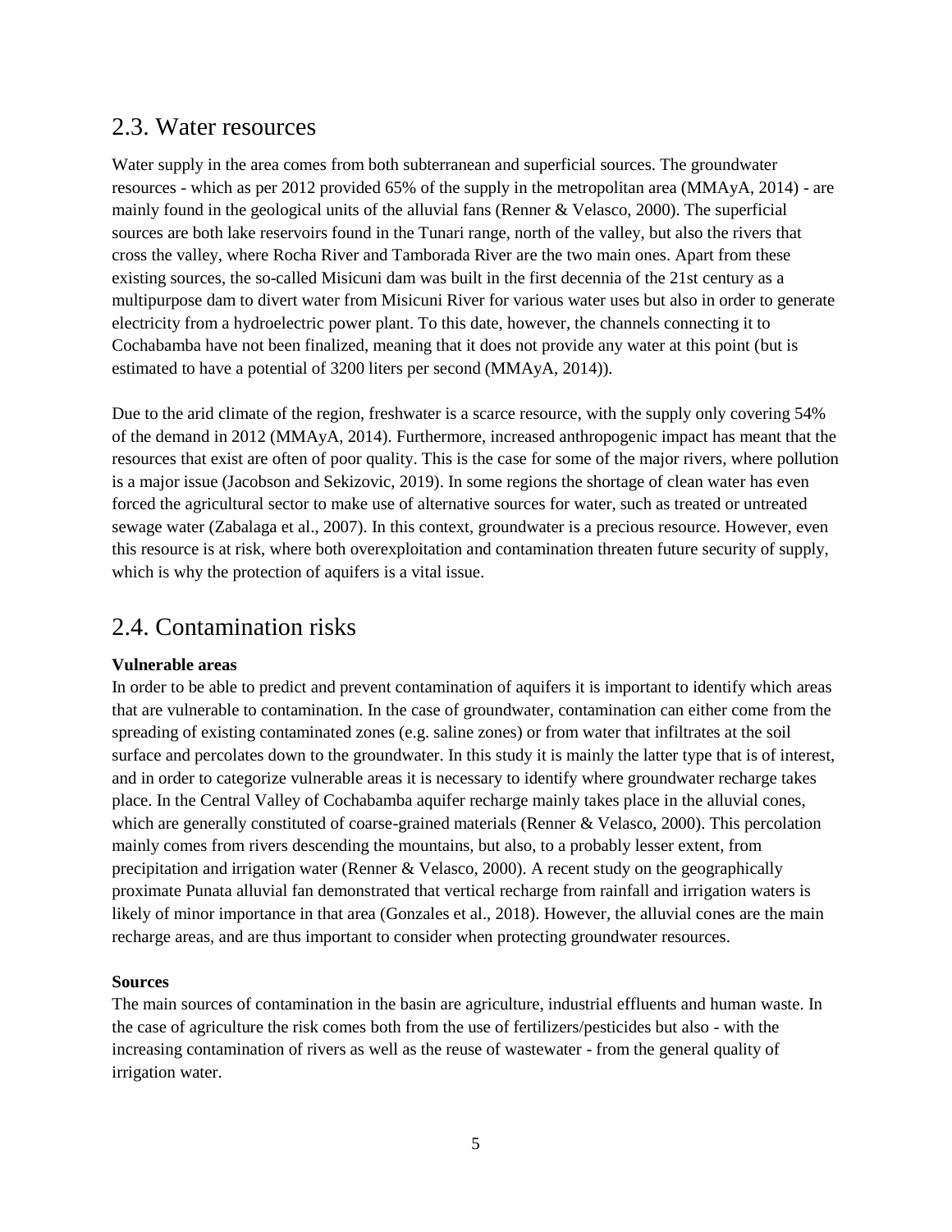## 2.3. Water resources

Water supply in the area comes from both subterranean and superficial sources. The groundwater resources - which as per 2012 provided 65% of the supply in the metropolitan area (MMAyA, 2014) - are mainly found in the geological units of the alluvial fans (Renner & Velasco, 2000). The superficial sources are both lake reservoirs found in the Tunari range, north of the valley, but also the rivers that cross the valley, where Rocha River and Tamborada River are the two main ones. Apart from these existing sources, the so-called Misicuni dam was built in the first decennia of the 21st century as a multipurpose dam to divert water from Misicuni River for various water uses but also in order to generate electricity from a hydroelectric power plant. To this date, however, the channels connecting it to Cochabamba have not been finalized, meaning that it does not provide any water at this point (but is estimated to have a potential of 3200 liters per second (MMAyA, 2014)).

Due to the arid climate of the region, freshwater is a scarce resource, with the supply only covering 54% of the demand in 2012 (MMAyA, 2014). Furthermore, increased anthropogenic impact has meant that the resources that exist are often of poor quality. This is the case for some of the major rivers, where pollution is a major issue (Jacobson and Sekizovic, 2019). In some regions the shortage of clean water has even forced the agricultural sector to make use of alternative sources for water, such as treated or untreated sewage water (Zabalaga et al., 2007). In this context, groundwater is a precious resource. However, even this resource is at risk, where both overexploitation and contamination threaten future security of supply, which is why the protection of aquifers is a vital issue.

## 2.4. Contamination risks

**Vulnerable areas**

In order to be able to predict and prevent contamination of aquifers it is important to identify which areas that are vulnerable to contamination. In the case of groundwater, contamination can either come from the spreading of existing contaminated zones (e.g. saline zones) or from water that infiltrates at the soil surface and percolates down to the groundwater. In this study it is mainly the latter type that is of interest, and in order to categorize vulnerable areas it is necessary to identify where groundwater recharge takes place. In the Central Valley of Cochabamba aquifer recharge mainly takes place in the alluvial cones, which are generally constituted of coarse-grained materials (Renner & Velasco, 2000). This percolation mainly comes from rivers descending the mountains, but also, to a probably lesser extent, from precipitation and irrigation water (Renner & Velasco, 2000). A recent study on the geographically proximate Punata alluvial fan demonstrated that vertical recharge from rainfall and irrigation waters is likely of minor importance in that area (Gonzales et al., 2018). However, the alluvial cones are the main recharge areas, and are thus important to consider when protecting groundwater resources.

**Sources**

The main sources of contamination in the basin are agriculture, industrial effluents and human waste. In the case of agriculture the risk comes both from the use of fertilizers/pesticides but also - with the increasing contamination of rivers as well as the reuse of wastewater - from the general quality of irrigation water.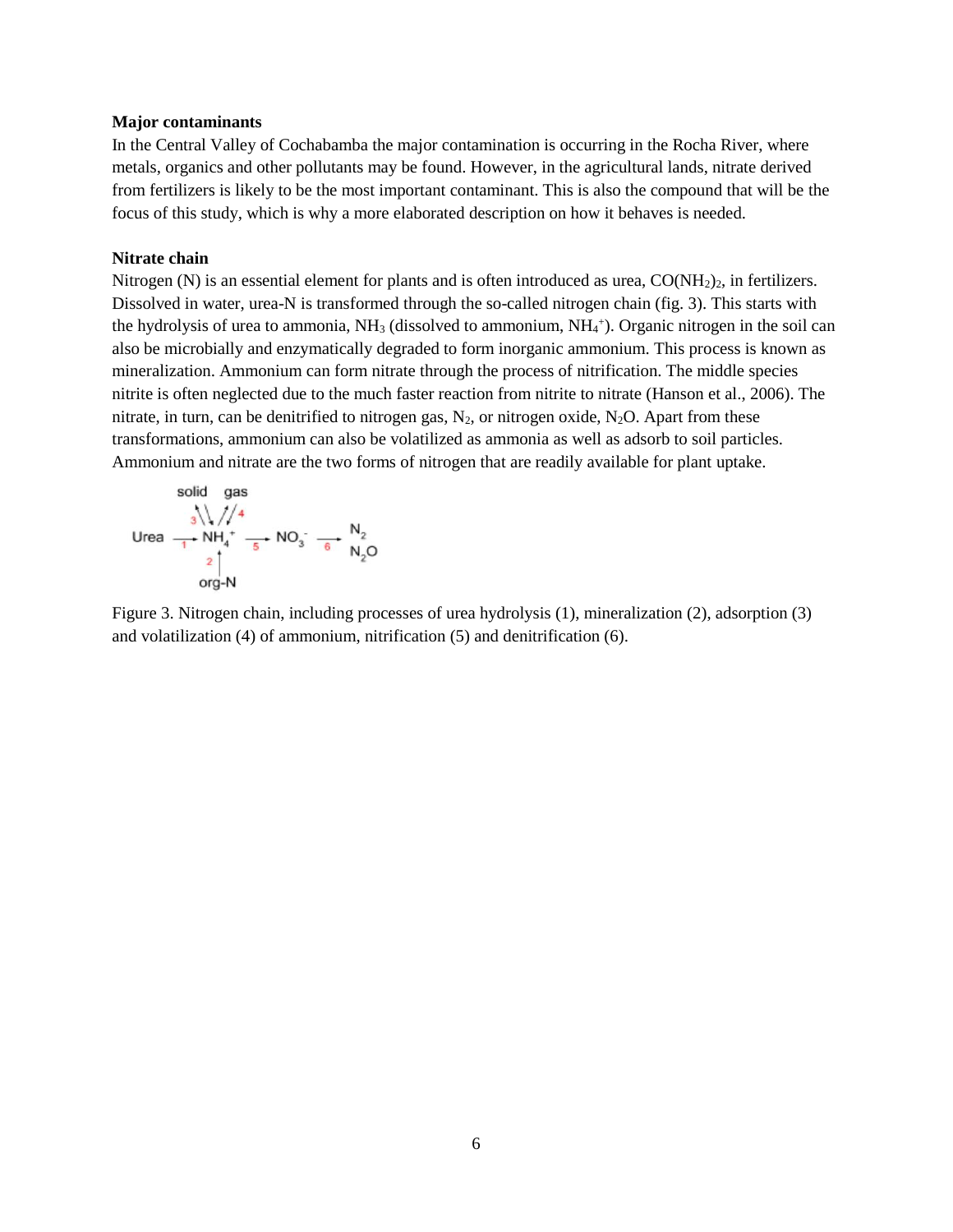**Major contaminants**

In the Central Valley of Cochabamba the major contamination is occurring in the Rocha River, where metals, organics and other pollutants may be found. However, in the agricultural lands, nitrate derived from fertilizers is likely to be the most important contaminant. This is also the compound that will be the focus of this study, which is why a more elaborated description on how it behaves is needed.

**Nitrate chain**

Nitrogen (N) is an essential element for plants and is often introduced as urea, $CO(NH_2)_2$, in fertilizers. Dissolved in water, urea-N is transformed through the so-called nitrogen chain (fig. 3). This starts with the hydrolysis of urea to ammonia, $NH_3$ (dissolved to ammonium, $NH_4^+$). Organic nitrogen in the soil can also be microbially and enzymatically degraded to form inorganic ammonium. This process is known as mineralization. Ammonium can form nitrate through the process of nitrification. The middle species nitrite is often neglected due to the much faster reaction from nitrite to nitrate (Hanson et al., 2006). The nitrate, in turn, can be denitrified to nitrogen gas, $N_2$, or nitrogen oxide, $N_2O$. Apart from these transformations, ammonium can also be volatilized as ammonia as well as adsorb to soil particles. Ammonium and nitrate are the two forms of nitrogen that are readily available for plant uptake.

$$\text{Urea} \xrightarrow{1} NH_4^+ \xrightarrow{5} NO_3^- \xrightarrow{6} N_2,\ N_2O$$

(with $NH_4^+ \leftrightarrow$ solid (3), $NH_4^+ \leftrightarrow$ gas (4), org-N $\xrightarrow{2} NH_4^+$)

Figure 3. Nitrogen chain, including processes of urea hydrolysis (1), mineralization (2), adsorption (3) and volatilization (4) of ammonium, nitrification (5) and denitrification (6).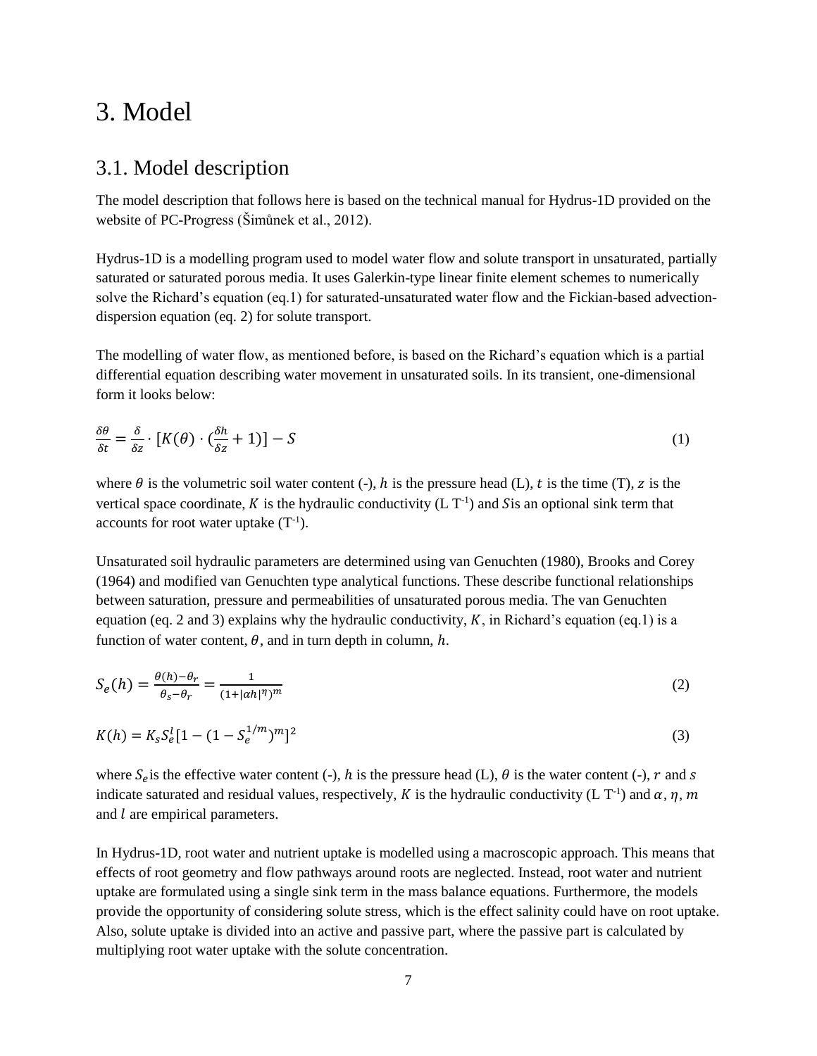# 3. Model

## 3.1. Model description

The model description that follows here is based on the technical manual for Hydrus-1D provided on the website of PC-Progress (Šimůnek et al., 2012).

Hydrus-1D is a modelling program used to model water flow and solute transport in unsaturated, partially saturated or saturated porous media. It uses Galerkin-type linear finite element schemes to numerically solve the Richard's equation (eq.1) for saturated-unsaturated water flow and the Fickian-based advection-dispersion equation (eq. 2) for solute transport.

The modelling of water flow, as mentioned before, is based on the Richard's equation which is a partial differential equation describing water movement in unsaturated soils. In its transient, one-dimensional form it looks below:

$$\frac{\delta \theta}{\delta t} = \frac{\delta}{\delta z} \cdot [K(\theta) \cdot (\frac{\delta h}{\delta z} + 1)] - S \tag{1}$$

where $\theta$ is the volumetric soil water content (-), $h$ is the pressure head (L), $t$ is the time (T), $z$ is the vertical space coordinate, $K$ is the hydraulic conductivity (L $T^{-1}$) and $S$is an optional sink term that accounts for root water uptake ($T^{-1}$).

Unsaturated soil hydraulic parameters are determined using van Genuchten (1980), Brooks and Corey (1964) and modified van Genuchten type analytical functions. These describe functional relationships between saturation, pressure and permeabilities of unsaturated porous media. The van Genuchten equation (eq. 2 and 3) explains why the hydraulic conductivity, $K$, in Richard's equation (eq.1) is a function of water content, $\theta$, and in turn depth in column, $h$.

$$S_e(h) = \frac{\theta(h) - \theta_r}{\theta_s - \theta_r} = \frac{1}{(1 + |\alpha h|^{\eta})^m} \tag{2}$$

$$K(h) = K_s S_e^l [1 - (1 - S_e^{1/m})^m]^2 \tag{3}$$

where $S_e$is the effective water content (-), $h$ is the pressure head (L), $\theta$ is the water content (-), $r$ and $s$ indicate saturated and residual values, respectively, $K$ is the hydraulic conductivity (L $T^{-1}$) and $\alpha$, $\eta$, $m$ and $l$ are empirical parameters.

In Hydrus-1D, root water and nutrient uptake is modelled using a macroscopic approach. This means that effects of root geometry and flow pathways around roots are neglected. Instead, root water and nutrient uptake are formulated using a single sink term in the mass balance equations. Furthermore, the models provide the opportunity of considering solute stress, which is the effect salinity could have on root uptake. Also, solute uptake is divided into an active and passive part, where the passive part is calculated by multiplying root water uptake with the solute concentration.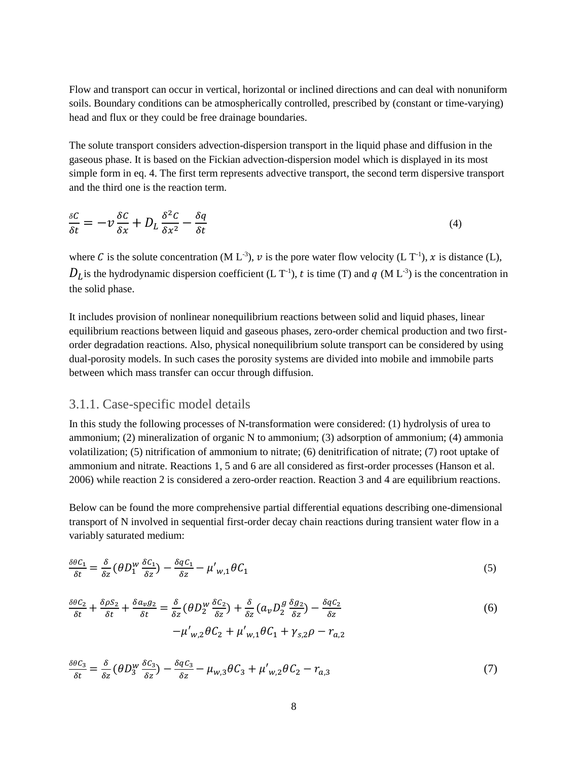Flow and transport can occur in vertical, horizontal or inclined directions and can deal with nonuniform soils. Boundary conditions can be atmospherically controlled, prescribed by (constant or time-varying) head and flux or they could be free drainage boundaries.

The solute transport considers advection-dispersion transport in the liquid phase and diffusion in the gaseous phase. It is based on the Fickian advection-dispersion model which is displayed in its most simple form in eq. 4. The first term represents advective transport, the second term dispersive transport and the third one is the reaction term.

$$\frac{\delta C}{\delta t} = -v\frac{\delta C}{\delta x} + D_L\frac{\delta^2 C}{\delta x^2} - \frac{\delta q}{\delta t} \tag{4}$$

where $C$ is the solute concentration (M L$^{-3}$), $v$ is the pore water flow velocity (L T$^{-1}$), $x$ is distance (L), $D_L$ is the hydrodynamic dispersion coefficient (L T$^{-1}$), $t$ is time (T) and $q$ (M L$^{-3}$) is the concentration in the solid phase.

It includes provision of nonlinear nonequilibrium reactions between solid and liquid phases, linear equilibrium reactions between liquid and gaseous phases, zero-order chemical production and two first-order degradation reactions. Also, physical nonequilibrium solute transport can be considered by using dual-porosity models. In such cases the porosity systems are divided into mobile and immobile parts between which mass transfer can occur through diffusion.

### 3.1.1. Case-specific model details

In this study the following processes of N-transformation were considered: (1) hydrolysis of urea to ammonium; (2) mineralization of organic N to ammonium; (3) adsorption of ammonium; (4) ammonia volatilization; (5) nitrification of ammonium to nitrate; (6) denitrification of nitrate; (7) root uptake of ammonium and nitrate. Reactions 1, 5 and 6 are all considered as first-order processes (Hanson et al. 2006) while reaction 2 is considered a zero-order reaction. Reaction 3 and 4 are equilibrium reactions.

Below can be found the more comprehensive partial differential equations describing one-dimensional transport of N involved in sequential first-order decay chain reactions during transient water flow in a variably saturated medium:

$$\frac{\delta \theta C_1}{\delta t} = \frac{\delta}{\delta z}\left(\theta D_1^w \frac{\delta C_1}{\delta z}\right) - \frac{\delta q C_1}{\delta z} - \mu'_{w,1}\theta C_1 \tag{5}$$

$$\frac{\delta \theta C_2}{\delta t} + \frac{\delta \rho S_2}{\delta t} + \frac{\delta a_v g_2}{\delta t} = \frac{\delta}{\delta z}\left(\theta D_2^w \frac{\delta C_2}{\delta z}\right) + \frac{\delta}{\delta z}\left(a_v D_2^g \frac{\delta g_2}{\delta z}\right) - \frac{\delta q C_2}{\delta z} - \mu'_{w,2}\theta C_2 + \mu'_{w,1}\theta C_1 + \gamma_{s,2}\rho - r_{a,2} \tag{6}$$

$$\frac{\delta \theta C_3}{\delta t} = \frac{\delta}{\delta z}\left(\theta D_3^w \frac{\delta C_3}{\delta z}\right) - \frac{\delta q C_3}{\delta z} - \mu_{w,3}\theta C_3 + \mu'_{w,2}\theta C_2 - r_{a,3} \tag{7}$$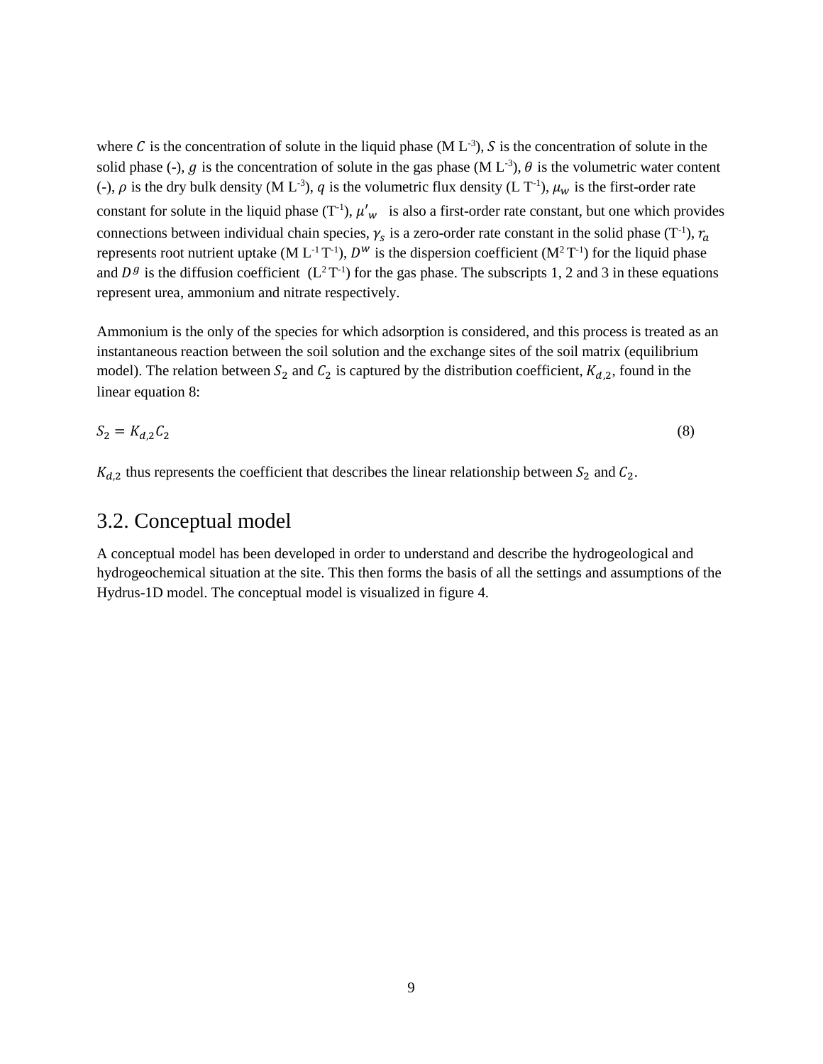where $C$ is the concentration of solute in the liquid phase (M $L^{-3}$), $S$ is the concentration of solute in the solid phase (-), $g$ is the concentration of solute in the gas phase (M $L^{-3}$), $\theta$ is the volumetric water content (-), $\rho$ is the dry bulk density (M $L^{-3}$), $q$ is the volumetric flux density (L $T^{-1}$), $\mu_w$ is the first-order rate constant for solute in the liquid phase ($T^{-1}$), $\mu'_w$ is also a first-order rate constant, but one which provides connections between individual chain species, $\gamma_s$ is a zero-order rate constant in the solid phase ($T^{-1}$), $r_a$ represents root nutrient uptake (M $L^{-1}$ $T^{-1}$), $D^w$ is the dispersion coefficient ($M^2$ $T^{-1}$) for the liquid phase and $D^g$ is the diffusion coefficient ($L^2$ $T^{-1}$) for the gas phase. The subscripts 1, 2 and 3 in these equations represent urea, ammonium and nitrate respectively.

Ammonium is the only of the species for which adsorption is considered, and this process is treated as an instantaneous reaction between the soil solution and the exchange sites of the soil matrix (equilibrium model). The relation between $S_2$ and $C_2$ is captured by the distribution coefficient, $K_{d,2}$, found in the linear equation 8:

$$S_2 = K_{d,2} C_2 \tag{8}$$

$K_{d,2}$ thus represents the coefficient that describes the linear relationship between $S_2$ and $C_2$.

## 3.2. Conceptual model

A conceptual model has been developed in order to understand and describe the hydrogeological and hydrogeochemical situation at the site. This then forms the basis of all the settings and assumptions of the Hydrus-1D model. The conceptual model is visualized in figure 4.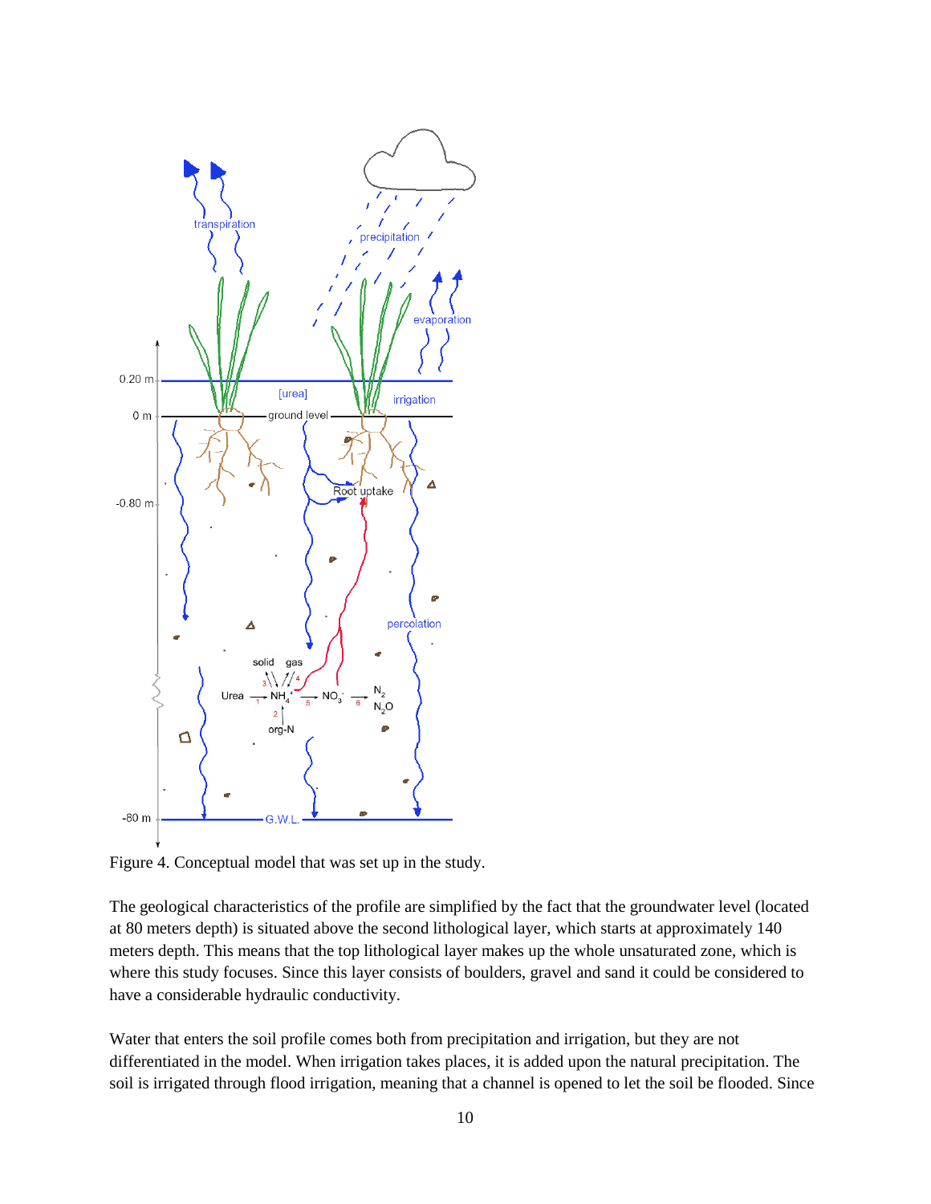Figure 4. Conceptual model that was set up in the study.

The geological characteristics of the profile are simplified by the fact that the groundwater level (located at 80 meters depth) is situated above the second lithological layer, which starts at approximately 140 meters depth. This means that the top lithological layer makes up the whole unsaturated zone, which is where this study focuses. Since this layer consists of boulders, gravel and sand it could be considered to have a considerable hydraulic conductivity.

Water that enters the soil profile comes both from precipitation and irrigation, but they are not differentiated in the model. When irrigation takes places, it is added upon the natural precipitation. The soil is irrigated through flood irrigation, meaning that a channel is opened to let the soil be flooded. Since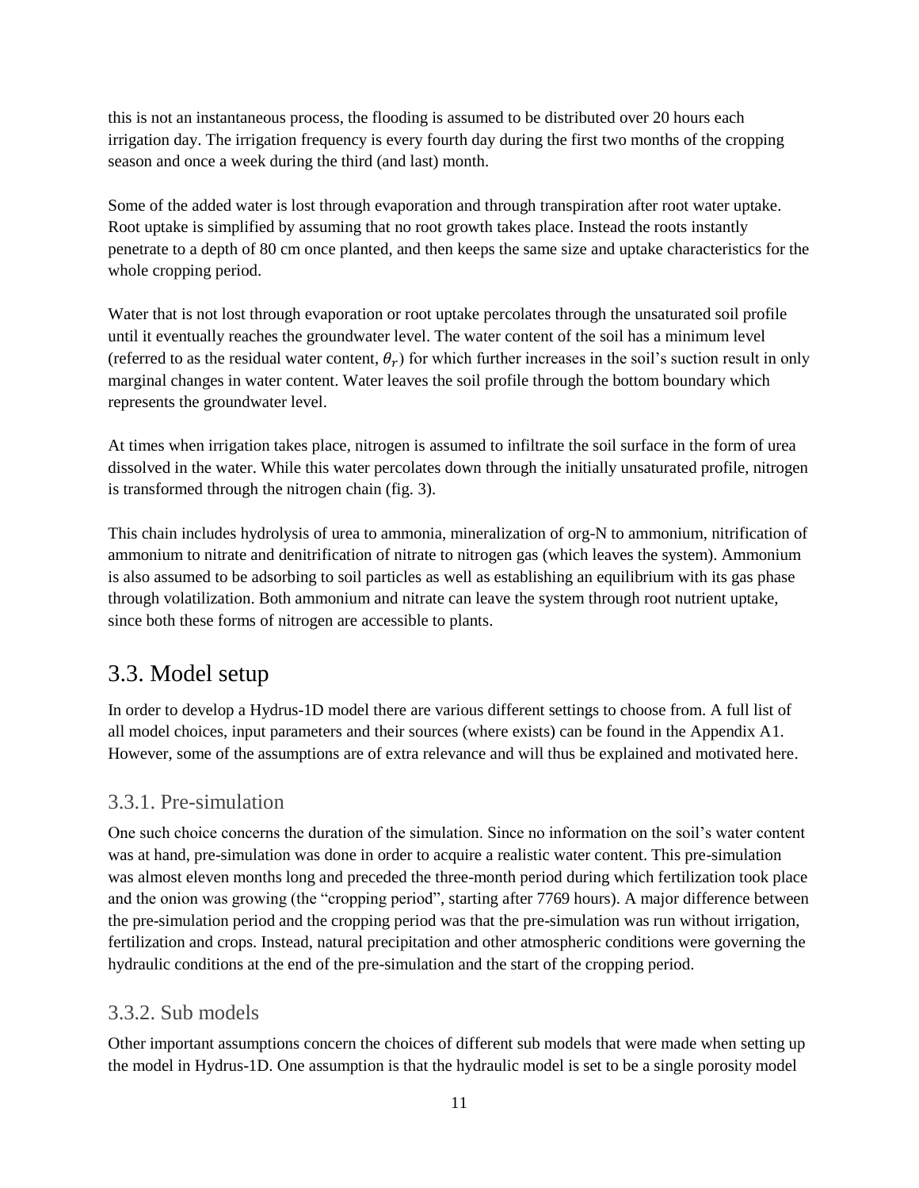this is not an instantaneous process, the flooding is assumed to be distributed over 20 hours each irrigation day. The irrigation frequency is every fourth day during the first two months of the cropping season and once a week during the third (and last) month.

Some of the added water is lost through evaporation and through transpiration after root water uptake. Root uptake is simplified by assuming that no root growth takes place. Instead the roots instantly penetrate to a depth of 80 cm once planted, and then keeps the same size and uptake characteristics for the whole cropping period.

Water that is not lost through evaporation or root uptake percolates through the unsaturated soil profile until it eventually reaches the groundwater level. The water content of the soil has a minimum level (referred to as the residual water content, $\theta_r$) for which further increases in the soil's suction result in only marginal changes in water content. Water leaves the soil profile through the bottom boundary which represents the groundwater level.

At times when irrigation takes place, nitrogen is assumed to infiltrate the soil surface in the form of urea dissolved in the water. While this water percolates down through the initially unsaturated profile, nitrogen is transformed through the nitrogen chain (fig. 3).

This chain includes hydrolysis of urea to ammonia, mineralization of org-N to ammonium, nitrification of ammonium to nitrate and denitrification of nitrate to nitrogen gas (which leaves the system). Ammonium is also assumed to be adsorbing to soil particles as well as establishing an equilibrium with its gas phase through volatilization. Both ammonium and nitrate can leave the system through root nutrient uptake, since both these forms of nitrogen are accessible to plants.

## 3.3. Model setup

In order to develop a Hydrus-1D model there are various different settings to choose from. A full list of all model choices, input parameters and their sources (where exists) can be found in the Appendix A1. However, some of the assumptions are of extra relevance and will thus be explained and motivated here.

### 3.3.1. Pre-simulation

One such choice concerns the duration of the simulation. Since no information on the soil's water content was at hand, pre-simulation was done in order to acquire a realistic water content. This pre-simulation was almost eleven months long and preceded the three-month period during which fertilization took place and the onion was growing (the "cropping period", starting after 7769 hours). A major difference between the pre-simulation period and the cropping period was that the pre-simulation was run without irrigation, fertilization and crops. Instead, natural precipitation and other atmospheric conditions were governing the hydraulic conditions at the end of the pre-simulation and the start of the cropping period.

### 3.3.2. Sub models

Other important assumptions concern the choices of different sub models that were made when setting up the model in Hydrus-1D. One assumption is that the hydraulic model is set to be a single porosity model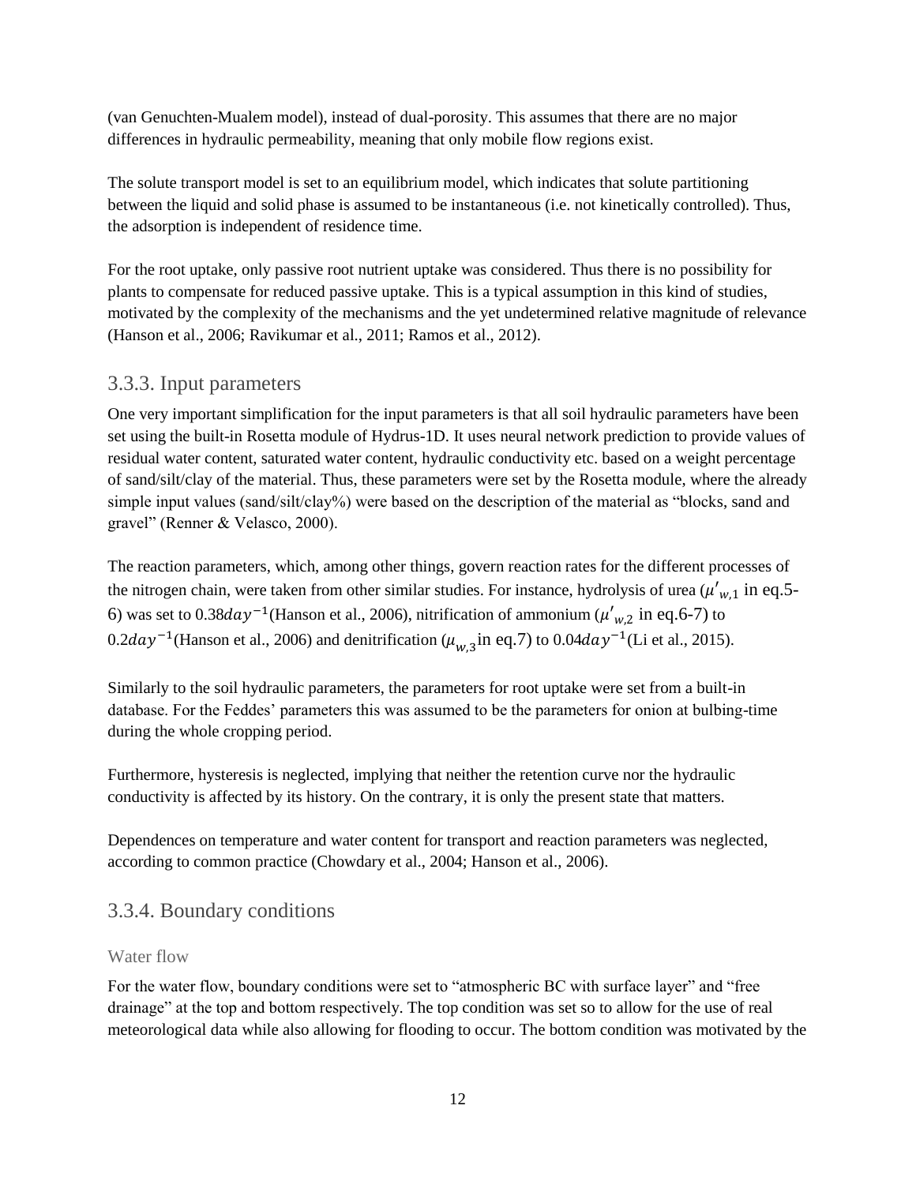(van Genuchten-Mualem model), instead of dual-porosity. This assumes that there are no major differences in hydraulic permeability, meaning that only mobile flow regions exist.

The solute transport model is set to an equilibrium model, which indicates that solute partitioning between the liquid and solid phase is assumed to be instantaneous (i.e. not kinetically controlled). Thus, the adsorption is independent of residence time.

For the root uptake, only passive root nutrient uptake was considered. Thus there is no possibility for plants to compensate for reduced passive uptake. This is a typical assumption in this kind of studies, motivated by the complexity of the mechanisms and the yet undetermined relative magnitude of relevance (Hanson et al., 2006; Ravikumar et al., 2011; Ramos et al., 2012).

### 3.3.3. Input parameters

One very important simplification for the input parameters is that all soil hydraulic parameters have been set using the built-in Rosetta module of Hydrus-1D. It uses neural network prediction to provide values of residual water content, saturated water content, hydraulic conductivity etc. based on a weight percentage of sand/silt/clay of the material. Thus, these parameters were set by the Rosetta module, where the already simple input values (sand/silt/clay%) were based on the description of the material as "blocks, sand and gravel" (Renner & Velasco, 2000).

The reaction parameters, which, among other things, govern reaction rates for the different processes of the nitrogen chain, were taken from other similar studies. For instance, hydrolysis of urea ($\mu'_{w,1}$ in eq.5-6) was set to $0.38 day^{-1}$(Hanson et al., 2006), nitrification of ammonium ($\mu'_{w,2}$ in eq.6-7) to $0.2 day^{-1}$(Hanson et al., 2006) and denitrification ($\mu_{w,3}$in eq.7) to $0.04 day^{-1}$(Li et al., 2015).

Similarly to the soil hydraulic parameters, the parameters for root uptake were set from a built-in database. For the Feddes' parameters this was assumed to be the parameters for onion at bulbing-time during the whole cropping period.

Furthermore, hysteresis is neglected, implying that neither the retention curve nor the hydraulic conductivity is affected by its history. On the contrary, it is only the present state that matters.

Dependences on temperature and water content for transport and reaction parameters was neglected, according to common practice (Chowdary et al., 2004; Hanson et al., 2006).

### 3.3.4. Boundary conditions

#### Water flow

For the water flow, boundary conditions were set to "atmospheric BC with surface layer" and "free drainage" at the top and bottom respectively. The top condition was set so to allow for the use of real meteorological data while also allowing for flooding to occur. The bottom condition was motivated by the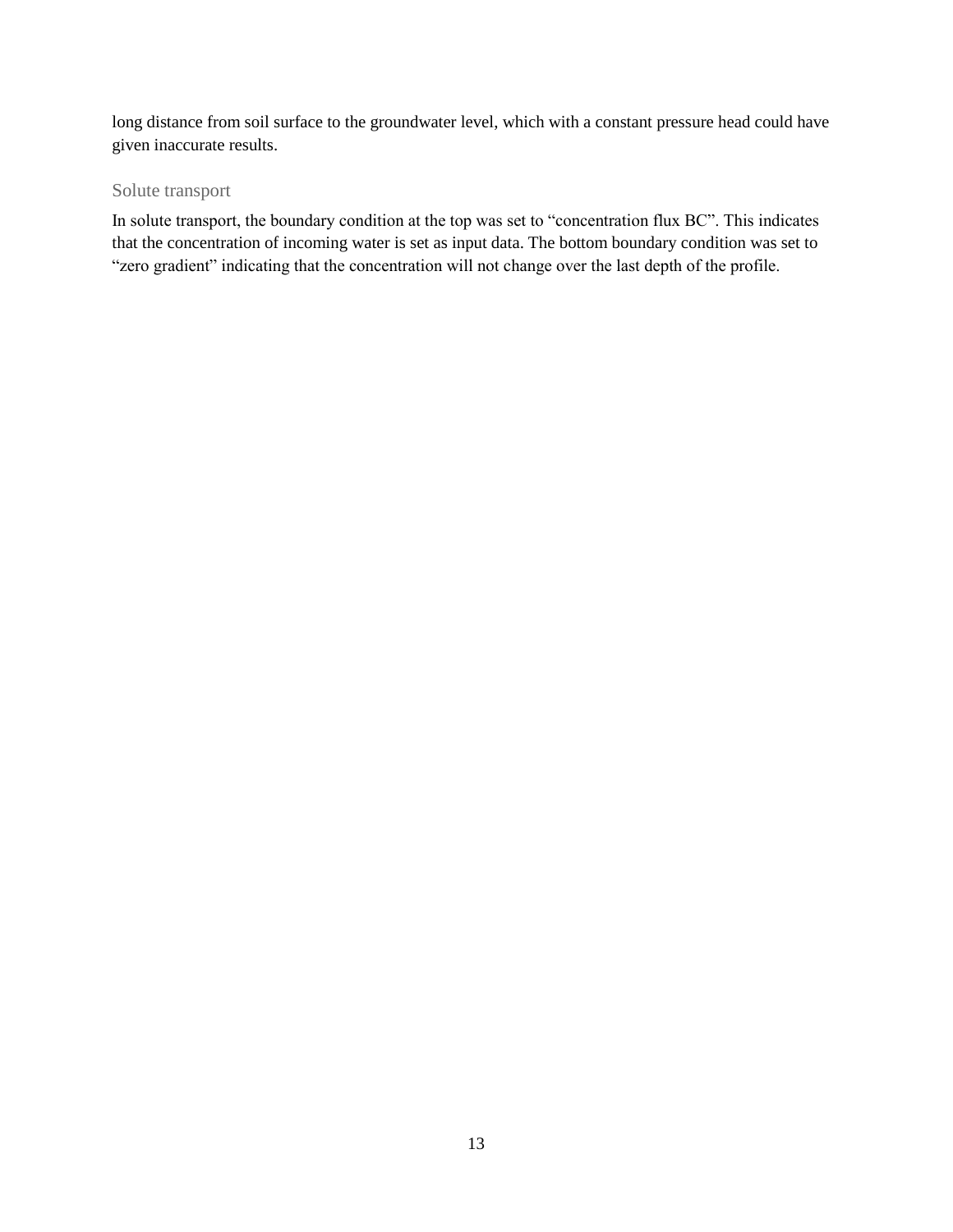long distance from soil surface to the groundwater level, which with a constant pressure head could have given inaccurate results.

### Solute transport

In solute transport, the boundary condition at the top was set to "concentration flux BC". This indicates that the concentration of incoming water is set as input data. The bottom boundary condition was set to "zero gradient" indicating that the concentration will not change over the last depth of the profile.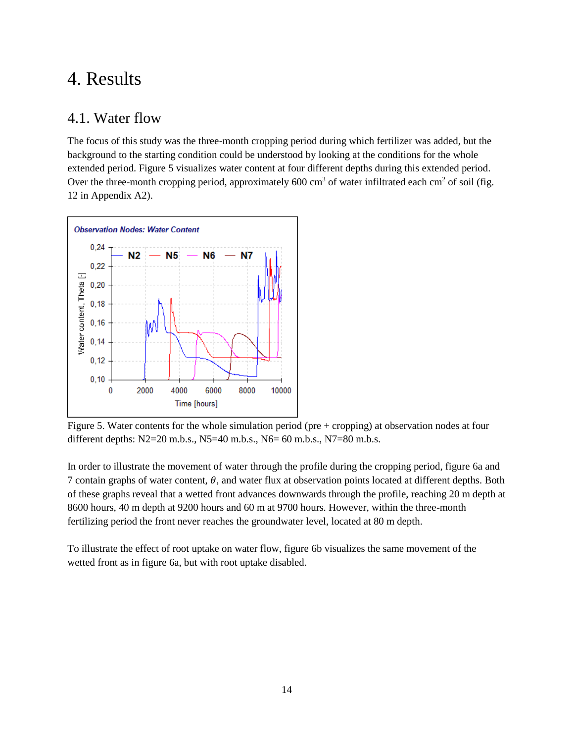# 4. Results

## 4.1. Water flow

The focus of this study was the three-month cropping period during which fertilizer was added, but the background to the starting condition could be understood by looking at the conditions for the whole extended period. Figure 5 visualizes water content at four different depths during this extended period. Over the three-month cropping period, approximately 600 $cm^3$ of water infiltrated each $cm^2$ of soil (fig. 12 in Appendix A2).

Figure 5. Water contents for the whole simulation period (pre + cropping) at observation nodes at four different depths: N2=20 m.b.s., N5=40 m.b.s., N6= 60 m.b.s., N7=80 m.b.s.

In order to illustrate the movement of water through the profile during the cropping period, figure 6a and 7 contain graphs of water content, $\theta$, and water flux at observation points located at different depths. Both of these graphs reveal that a wetted front advances downwards through the profile, reaching 20 m depth at 8600 hours, 40 m depth at 9200 hours and 60 m at 9700 hours. However, within the three-month fertilizing period the front never reaches the groundwater level, located at 80 m depth.

To illustrate the effect of root uptake on water flow, figure 6b visualizes the same movement of the wetted front as in figure 6a, but with root uptake disabled.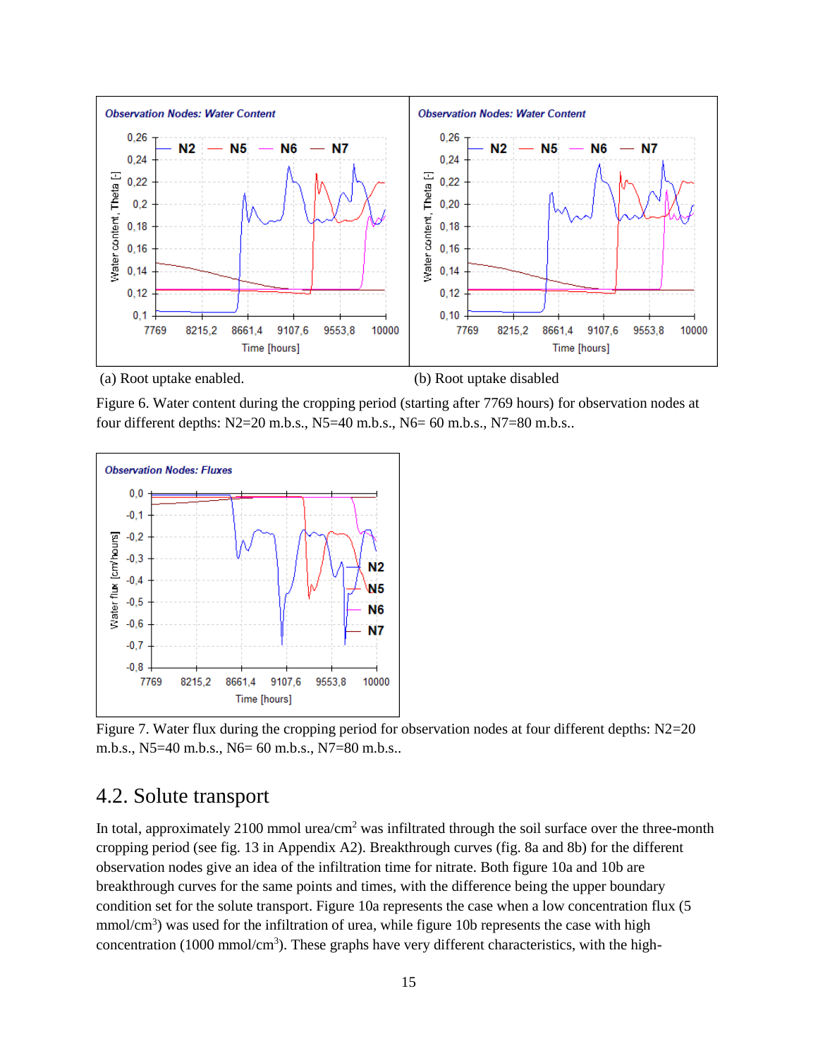(a) Root uptake enabled.

(b) Root uptake disabled

Figure 6. Water content during the cropping period (starting after 7769 hours) for observation nodes at four different depths: N2=20 m.b.s., N5=40 m.b.s., N6= 60 m.b.s., N7=80 m.b.s..

Figure 7. Water flux during the cropping period for observation nodes at four different depths: N2=20 m.b.s., N5=40 m.b.s., N6= 60 m.b.s., N7=80 m.b.s..

## 4.2. Solute transport

In total, approximately 2100 mmol urea/$cm^2$ was infiltrated through the soil surface over the three-month cropping period (see fig. 13 in Appendix A2). Breakthrough curves (fig. 8a and 8b) for the different observation nodes give an idea of the infiltration time for nitrate. Both figure 10a and 10b are breakthrough curves for the same points and times, with the difference being the upper boundary condition set for the solute transport. Figure 10a represents the case when a low concentration flux (5 mmol/$cm^3$) was used for the infiltration of urea, while figure 10b represents the case with high concentration (1000 mmol/$cm^3$). These graphs have very different characteristics, with the high-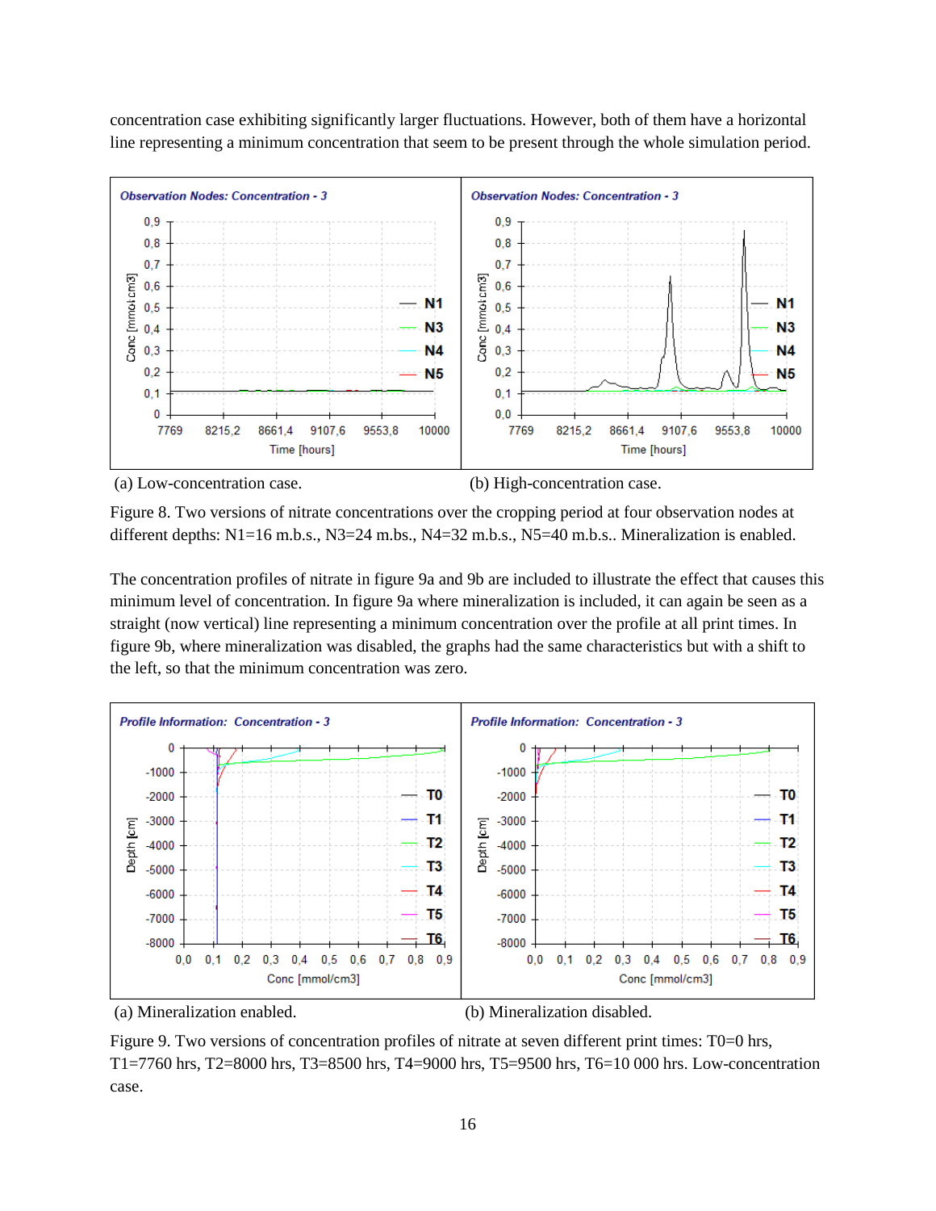concentration case exhibiting significantly larger fluctuations. However, both of them have a horizontal line representing a minimum concentration that seem to be present through the whole simulation period.

(a) Low-concentration case.

(b) High-concentration case.

Figure 8. Two versions of nitrate concentrations over the cropping period at four observation nodes at different depths: N1=16 m.b.s., N3=24 m.bs., N4=32 m.b.s., N5=40 m.b.s.. Mineralization is enabled.

The concentration profiles of nitrate in figure 9a and 9b are included to illustrate the effect that causes this minimum level of concentration. In figure 9a where mineralization is included, it can again be seen as a straight (now vertical) line representing a minimum concentration over the profile at all print times. In figure 9b, where mineralization was disabled, the graphs had the same characteristics but with a shift to the left, so that the minimum concentration was zero.

(a) Mineralization enabled.

(b) Mineralization disabled.

Figure 9. Two versions of concentration profiles of nitrate at seven different print times: T0=0 hrs, T1=7760 hrs, T2=8000 hrs, T3=8500 hrs, T4=9000 hrs, T5=9500 hrs, T6=10 000 hrs. Low-concentration case.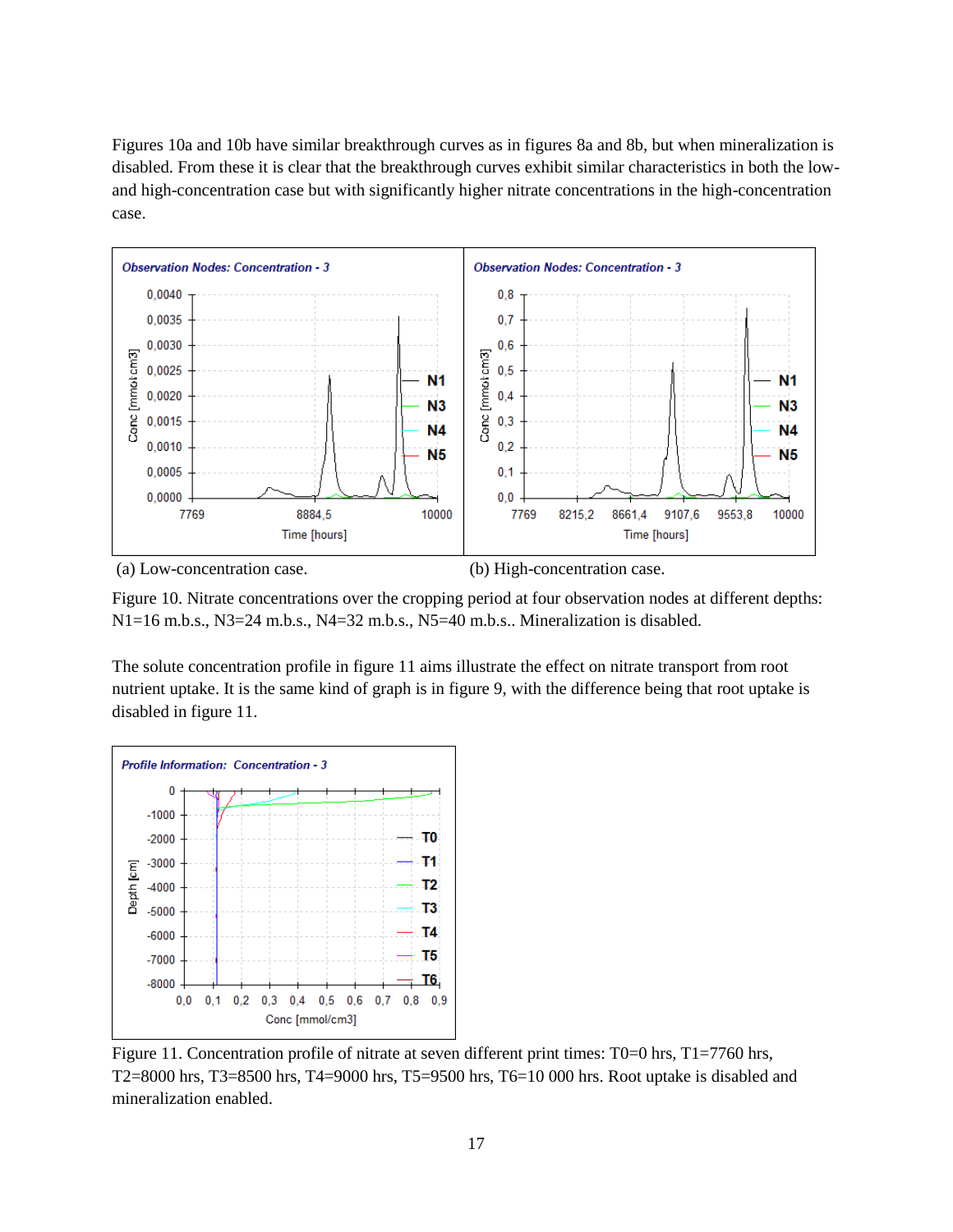Figures 10a and 10b have similar breakthrough curves as in figures 8a and 8b, but when mineralization is disabled. From these it is clear that the breakthrough curves exhibit similar characteristics in both the low- and high-concentration case but with significantly higher nitrate concentrations in the high-concentration case.

(a) Low-concentration case.

(b) High-concentration case.

Figure 10. Nitrate concentrations over the cropping period at four observation nodes at different depths: N1=16 m.b.s., N3=24 m.b.s., N4=32 m.b.s., N5=40 m.b.s.. Mineralization is disabled.

The solute concentration profile in figure 11 aims illustrate the effect on nitrate transport from root nutrient uptake. It is the same kind of graph is in figure 9, with the difference being that root uptake is disabled in figure 11.

Figure 11. Concentration profile of nitrate at seven different print times: T0=0 hrs, T1=7760 hrs, T2=8000 hrs, T3=8500 hrs, T4=9000 hrs, T5=9500 hrs, T6=10 000 hrs. Root uptake is disabled and mineralization enabled.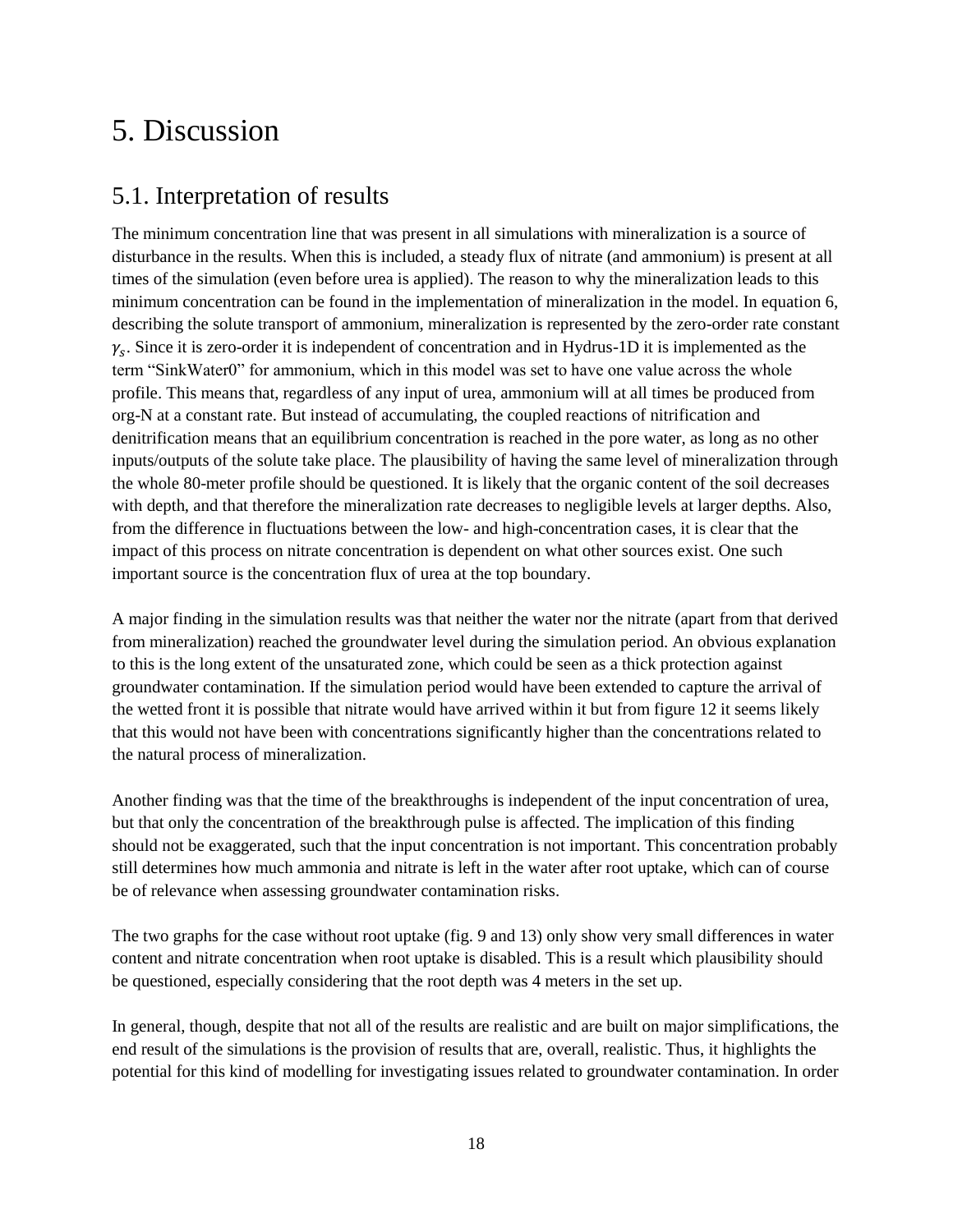# 5. Discussion

## 5.1. Interpretation of results

The minimum concentration line that was present in all simulations with mineralization is a source of disturbance in the results. When this is included, a steady flux of nitrate (and ammonium) is present at all times of the simulation (even before urea is applied). The reason to why the mineralization leads to this minimum concentration can be found in the implementation of mineralization in the model. In equation 6, describing the solute transport of ammonium, mineralization is represented by the zero-order rate constant $\gamma_s$. Since it is zero-order it is independent of concentration and in Hydrus-1D it is implemented as the term "SinkWater0" for ammonium, which in this model was set to have one value across the whole profile. This means that, regardless of any input of urea, ammonium will at all times be produced from org-N at a constant rate. But instead of accumulating, the coupled reactions of nitrification and denitrification means that an equilibrium concentration is reached in the pore water, as long as no other inputs/outputs of the solute take place. The plausibility of having the same level of mineralization through the whole 80-meter profile should be questioned. It is likely that the organic content of the soil decreases with depth, and that therefore the mineralization rate decreases to negligible levels at larger depths. Also, from the difference in fluctuations between the low- and high-concentration cases, it is clear that the impact of this process on nitrate concentration is dependent on what other sources exist. One such important source is the concentration flux of urea at the top boundary.

A major finding in the simulation results was that neither the water nor the nitrate (apart from that derived from mineralization) reached the groundwater level during the simulation period. An obvious explanation to this is the long extent of the unsaturated zone, which could be seen as a thick protection against groundwater contamination. If the simulation period would have been extended to capture the arrival of the wetted front it is possible that nitrate would have arrived within it but from figure 12 it seems likely that this would not have been with concentrations significantly higher than the concentrations related to the natural process of mineralization.

Another finding was that the time of the breakthroughs is independent of the input concentration of urea, but that only the concentration of the breakthrough pulse is affected. The implication of this finding should not be exaggerated, such that the input concentration is not important. This concentration probably still determines how much ammonia and nitrate is left in the water after root uptake, which can of course be of relevance when assessing groundwater contamination risks.

The two graphs for the case without root uptake (fig. 9 and 13) only show very small differences in water content and nitrate concentration when root uptake is disabled. This is a result which plausibility should be questioned, especially considering that the root depth was 4 meters in the set up.

In general, though, despite that not all of the results are realistic and are built on major simplifications, the end result of the simulations is the provision of results that are, overall, realistic. Thus, it highlights the potential for this kind of modelling for investigating issues related to groundwater contamination. In order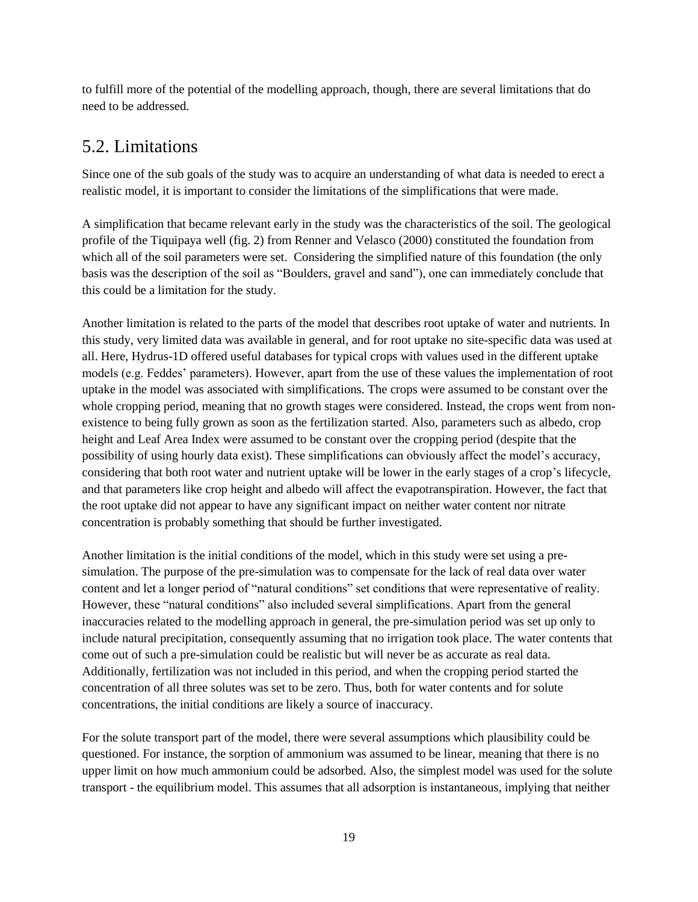to fulfill more of the potential of the modelling approach, though, there are several limitations that do need to be addressed.

## 5.2. Limitations

Since one of the sub goals of the study was to acquire an understanding of what data is needed to erect a realistic model, it is important to consider the limitations of the simplifications that were made.

A simplification that became relevant early in the study was the characteristics of the soil. The geological profile of the Tiquipaya well (fig. 2) from Renner and Velasco (2000) constituted the foundation from which all of the soil parameters were set. Considering the simplified nature of this foundation (the only basis was the description of the soil as "Boulders, gravel and sand"), one can immediately conclude that this could be a limitation for the study.

Another limitation is related to the parts of the model that describes root uptake of water and nutrients. In this study, very limited data was available in general, and for root uptake no site-specific data was used at all. Here, Hydrus-1D offered useful databases for typical crops with values used in the different uptake models (e.g. Feddes' parameters). However, apart from the use of these values the implementation of root uptake in the model was associated with simplifications. The crops were assumed to be constant over the whole cropping period, meaning that no growth stages were considered. Instead, the crops went from non-existence to being fully grown as soon as the fertilization started. Also, parameters such as albedo, crop height and Leaf Area Index were assumed to be constant over the cropping period (despite that the possibility of using hourly data exist). These simplifications can obviously affect the model's accuracy, considering that both root water and nutrient uptake will be lower in the early stages of a crop's lifecycle, and that parameters like crop height and albedo will affect the evapotranspiration. However, the fact that the root uptake did not appear to have any significant impact on neither water content nor nitrate concentration is probably something that should be further investigated.

Another limitation is the initial conditions of the model, which in this study were set using a pre-simulation. The purpose of the pre-simulation was to compensate for the lack of real data over water content and let a longer period of "natural conditions" set conditions that were representative of reality. However, these "natural conditions" also included several simplifications. Apart from the general inaccuracies related to the modelling approach in general, the pre-simulation period was set up only to include natural precipitation, consequently assuming that no irrigation took place. The water contents that come out of such a pre-simulation could be realistic but will never be as accurate as real data. Additionally, fertilization was not included in this period, and when the cropping period started the concentration of all three solutes was set to be zero. Thus, both for water contents and for solute concentrations, the initial conditions are likely a source of inaccuracy.

For the solute transport part of the model, there were several assumptions which plausibility could be questioned. For instance, the sorption of ammonium was assumed to be linear, meaning that there is no upper limit on how much ammonium could be adsorbed. Also, the simplest model was used for the solute transport - the equilibrium model. This assumes that all adsorption is instantaneous, implying that neither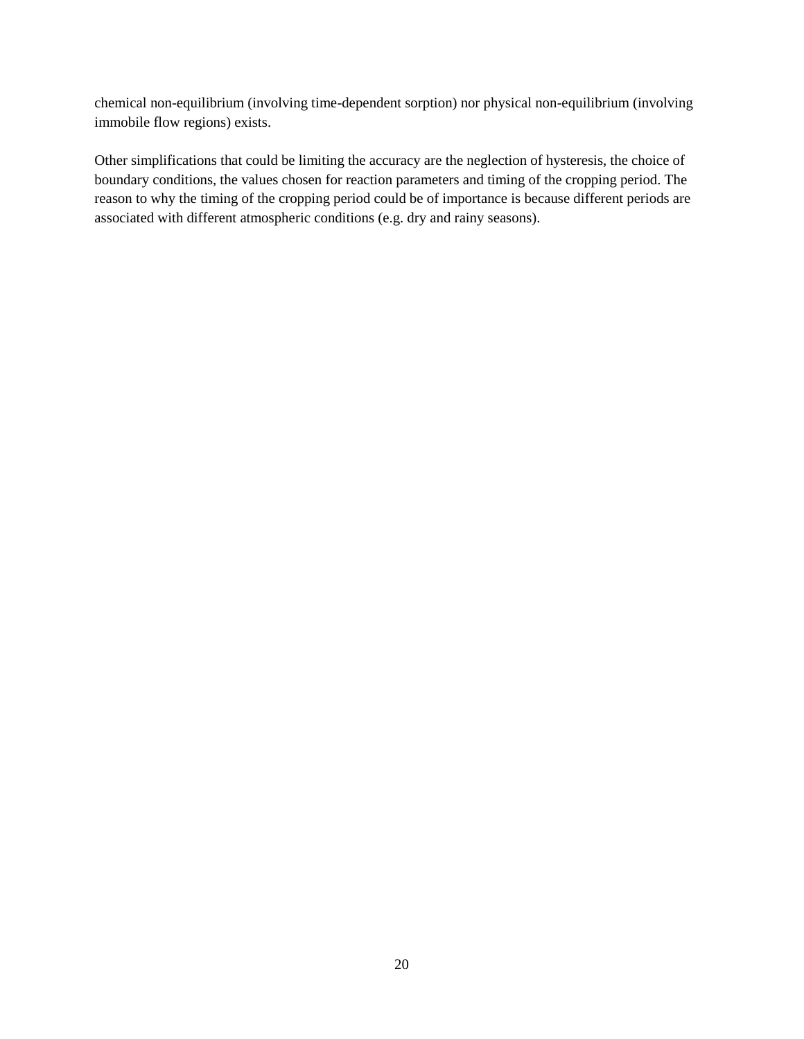chemical non-equilibrium (involving time-dependent sorption) nor physical non-equilibrium (involving immobile flow regions) exists.

Other simplifications that could be limiting the accuracy are the neglection of hysteresis, the choice of boundary conditions, the values chosen for reaction parameters and timing of the cropping period. The reason to why the timing of the cropping period could be of importance is because different periods are associated with different atmospheric conditions (e.g. dry and rainy seasons).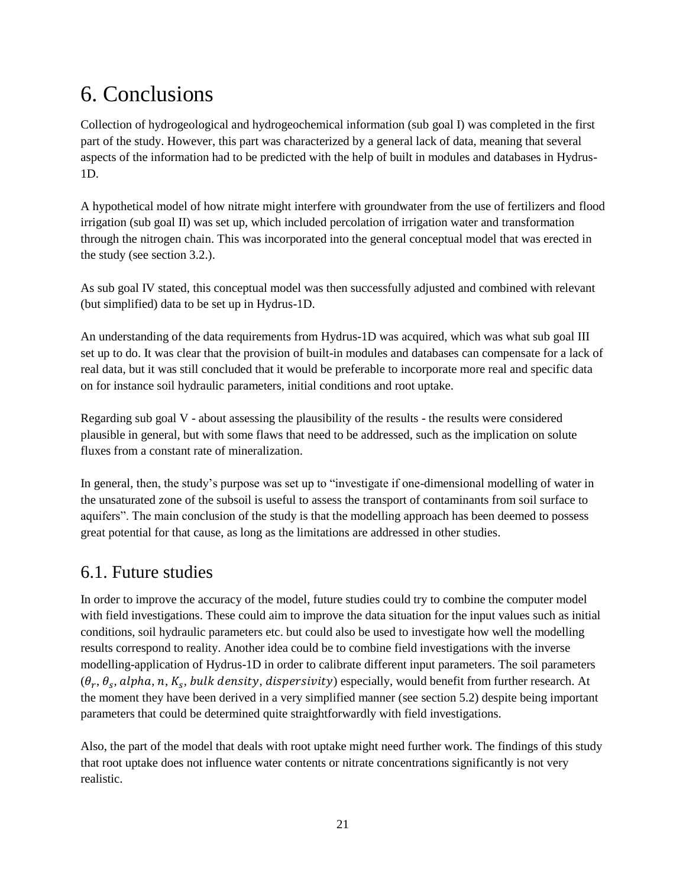# 6. Conclusions

Collection of hydrogeological and hydrogeochemical information (sub goal I) was completed in the first part of the study. However, this part was characterized by a general lack of data, meaning that several aspects of the information had to be predicted with the help of built in modules and databases in Hydrus-1D.

A hypothetical model of how nitrate might interfere with groundwater from the use of fertilizers and flood irrigation (sub goal II) was set up, which included percolation of irrigation water and transformation through the nitrogen chain. This was incorporated into the general conceptual model that was erected in the study (see section 3.2.).

As sub goal IV stated, this conceptual model was then successfully adjusted and combined with relevant (but simplified) data to be set up in Hydrus-1D.

An understanding of the data requirements from Hydrus-1D was acquired, which was what sub goal III set up to do. It was clear that the provision of built-in modules and databases can compensate for a lack of real data, but it was still concluded that it would be preferable to incorporate more real and specific data on for instance soil hydraulic parameters, initial conditions and root uptake.

Regarding sub goal V - about assessing the plausibility of the results - the results were considered plausible in general, but with some flaws that need to be addressed, such as the implication on solute fluxes from a constant rate of mineralization.

In general, then, the study's purpose was set up to "investigate if one-dimensional modelling of water in the unsaturated zone of the subsoil is useful to assess the transport of contaminants from soil surface to aquifers". The main conclusion of the study is that the modelling approach has been deemed to possess great potential for that cause, as long as the limitations are addressed in other studies.

## 6.1. Future studies

In order to improve the accuracy of the model, future studies could try to combine the computer model with field investigations. These could aim to improve the data situation for the input values such as initial conditions, soil hydraulic parameters etc. but could also be used to investigate how well the modelling results correspond to reality. Another idea could be to combine field investigations with the inverse modelling-application of Hydrus-1D in order to calibrate different input parameters. The soil parameters ($\theta_r$, $\theta_s$, $alpha$, $n$, $K_s$, $bulk\ density$, $dispersivity$) especially, would benefit from further research. At the moment they have been derived in a very simplified manner (see section 5.2) despite being important parameters that could be determined quite straightforwardly with field investigations.

Also, the part of the model that deals with root uptake might need further work. The findings of this study that root uptake does not influence water contents or nitrate concentrations significantly is not very realistic.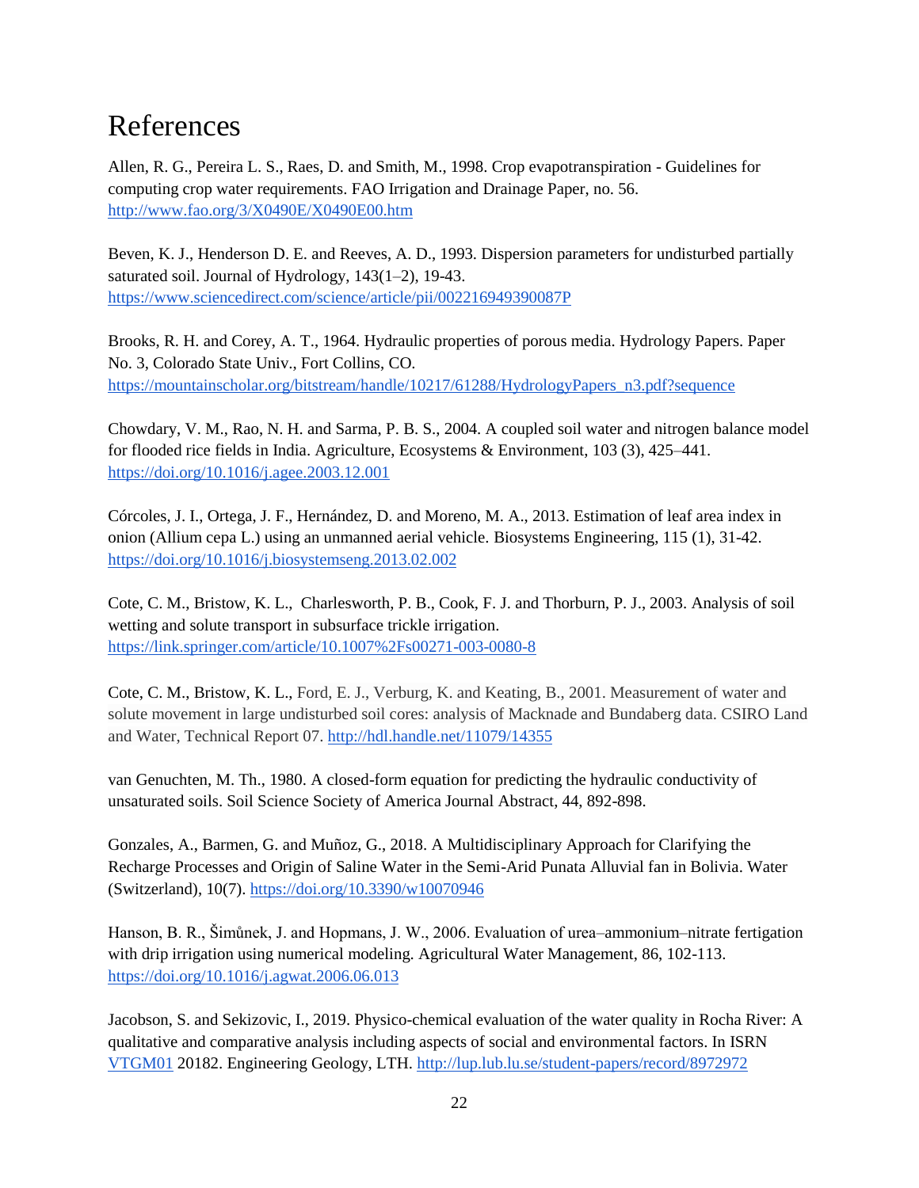# References

Allen, R. G., Pereira L. S., Raes, D. and Smith, M., 1998. Crop evapotranspiration - Guidelines for computing crop water requirements. FAO Irrigation and Drainage Paper, no. 56. http://www.fao.org/3/X0490E/X0490E00.htm

Beven, K. J., Henderson D. E. and Reeves, A. D., 1993. Dispersion parameters for undisturbed partially saturated soil. Journal of Hydrology, 143(1–2), 19-43. https://www.sciencedirect.com/science/article/pii/002216949390087P

Brooks, R. H. and Corey, A. T., 1964. Hydraulic properties of porous media. Hydrology Papers. Paper No. 3, Colorado State Univ., Fort Collins, CO. https://mountainscholar.org/bitstream/handle/10217/61288/HydrologyPapers_n3.pdf?sequence

Chowdary, V. M., Rao, N. H. and Sarma, P. B. S., 2004. A coupled soil water and nitrogen balance model for flooded rice fields in India. Agriculture, Ecosystems & Environment, 103 (3), 425–441. https://doi.org/10.1016/j.agee.2003.12.001

Córcoles, J. I., Ortega, J. F., Hernández, D. and Moreno, M. A., 2013. Estimation of leaf area index in onion (Allium cepa L.) using an unmanned aerial vehicle. Biosystems Engineering, 115 (1), 31-42. https://doi.org/10.1016/j.biosystemseng.2013.02.002

Cote, C. M., Bristow, K. L., Charlesworth, P. B., Cook, F. J. and Thorburn, P. J., 2003. Analysis of soil wetting and solute transport in subsurface trickle irrigation. https://link.springer.com/article/10.1007%2Fs00271-003-0080-8

Cote, C. M., Bristow, K. L., Ford, E. J., Verburg, K. and Keating, B., 2001. Measurement of water and solute movement in large undisturbed soil cores: analysis of Macknade and Bundaberg data. CSIRO Land and Water, Technical Report 07. http://hdl.handle.net/11079/14355

van Genuchten, M. Th., 1980. A closed-form equation for predicting the hydraulic conductivity of unsaturated soils. Soil Science Society of America Journal Abstract, 44, 892-898.

Gonzales, A., Barmen, G. and Muñoz, G., 2018. A Multidisciplinary Approach for Clarifying the Recharge Processes and Origin of Saline Water in the Semi-Arid Punata Alluvial fan in Bolivia. Water (Switzerland), 10(7). https://doi.org/10.3390/w10070946

Hanson, B. R., Šimůnek, J. and Hopmans, J. W., 2006. Evaluation of urea–ammonium–nitrate fertigation with drip irrigation using numerical modeling. Agricultural Water Management, 86, 102-113. https://doi.org/10.1016/j.agwat.2006.06.013

Jacobson, S. and Sekizovic, I., 2019. Physico-chemical evaluation of the water quality in Rocha River: A qualitative and comparative analysis including aspects of social and environmental factors. In ISRN VTGM01 20182. Engineering Geology, LTH. http://lup.lub.lu.se/student-papers/record/8972972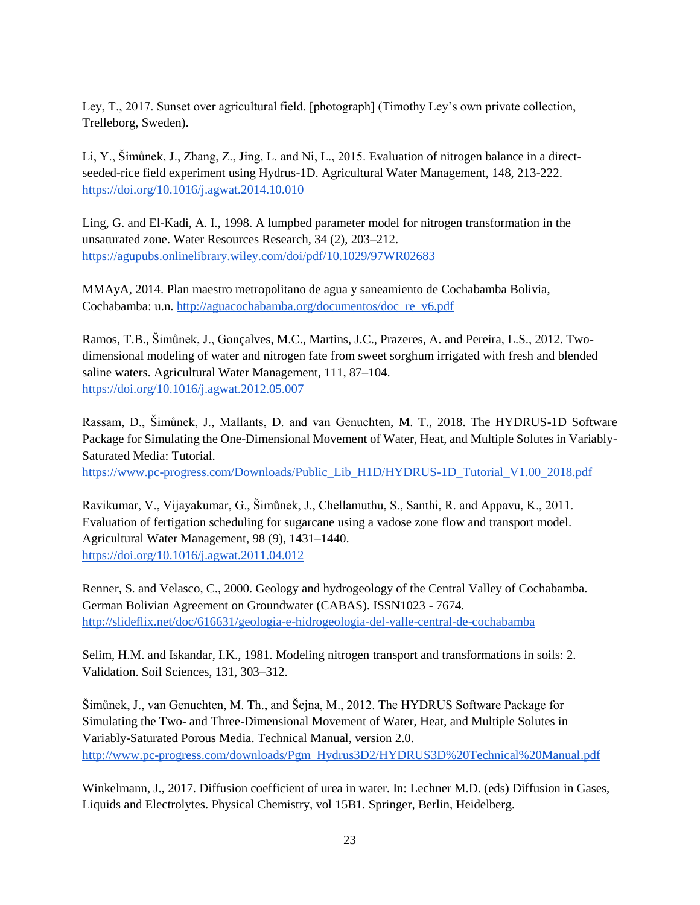Ley, T., 2017. Sunset over agricultural field. [photograph] (Timothy Ley's own private collection, Trelleborg, Sweden).

Li, Y., Šimůnek, J., Zhang, Z., Jing, L. and Ni, L., 2015. Evaluation of nitrogen balance in a direct-seeded-rice field experiment using Hydrus-1D. Agricultural Water Management, 148, 213-222. https://doi.org/10.1016/j.agwat.2014.10.010

Ling, G. and El-Kadi, A. I., 1998. A lumpbed parameter model for nitrogen transformation in the unsaturated zone. Water Resources Research, 34 (2), 203–212. https://agupubs.onlinelibrary.wiley.com/doi/pdf/10.1029/97WR02683

MMAyA, 2014. Plan maestro metropolitano de agua y saneamiento de Cochabamba Bolivia, Cochabamba: u.n. http://aguacochabamba.org/documentos/doc_re_v6.pdf

Ramos, T.B., Šimůnek, J., Gonçalves, M.C., Martins, J.C., Prazeres, A. and Pereira, L.S., 2012. Two-dimensional modeling of water and nitrogen fate from sweet sorghum irrigated with fresh and blended saline waters. Agricultural Water Management, 111, 87–104. https://doi.org/10.1016/j.agwat.2012.05.007

Rassam, D., Šimůnek, J., Mallants, D. and van Genuchten, M. T., 2018. The HYDRUS-1D Software Package for Simulating the One-Dimensional Movement of Water, Heat, and Multiple Solutes in Variably-Saturated Media: Tutorial. https://www.pc-progress.com/Downloads/Public_Lib_H1D/HYDRUS-1D_Tutorial_V1.00_2018.pdf

Ravikumar, V., Vijayakumar, G., Šimůnek, J., Chellamuthu, S., Santhi, R. and Appavu, K., 2011. Evaluation of fertigation scheduling for sugarcane using a vadose zone flow and transport model. Agricultural Water Management, 98 (9), 1431–1440. https://doi.org/10.1016/j.agwat.2011.04.012

Renner, S. and Velasco, C., 2000. Geology and hydrogeology of the Central Valley of Cochabamba. German Bolivian Agreement on Groundwater (CABAS). ISSN1023 - 7674. http://slideflix.net/doc/616631/geologia-e-hidrogeologia-del-valle-central-de-cochabamba

Selim, H.M. and Iskandar, I.K., 1981. Modeling nitrogen transport and transformations in soils: 2. Validation. Soil Sciences, 131, 303–312.

Šimůnek, J., van Genuchten, M. Th., and Šejna, M., 2012. The HYDRUS Software Package for Simulating the Two- and Three-Dimensional Movement of Water, Heat, and Multiple Solutes in Variably-Saturated Porous Media. Technical Manual, version 2.0. http://www.pc-progress.com/downloads/Pgm_Hydrus3D2/HYDRUS3D%20Technical%20Manual.pdf

Winkelmann, J., 2017. Diffusion coefficient of urea in water. In: Lechner M.D. (eds) Diffusion in Gases, Liquids and Electrolytes. Physical Chemistry, vol 15B1. Springer, Berlin, Heidelberg.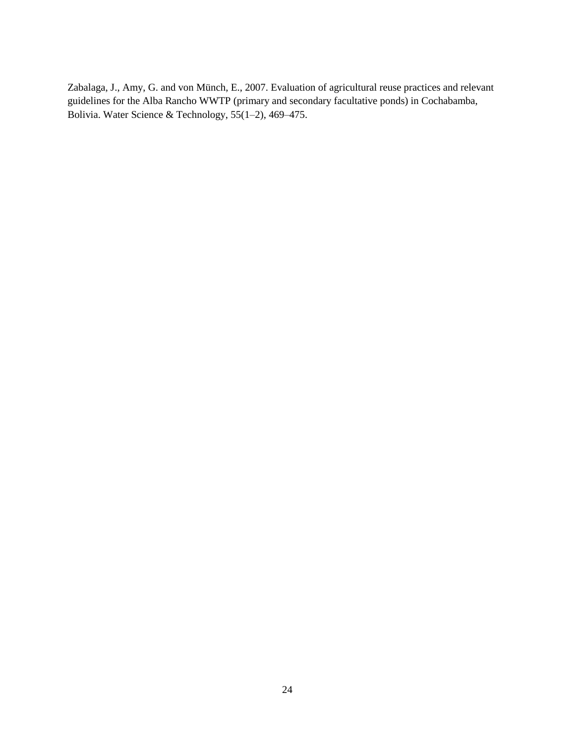Zabalaga, J., Amy, G. and von Münch, E., 2007. Evaluation of agricultural reuse practices and relevant guidelines for the Alba Rancho WWTP (primary and secondary facultative ponds) in Cochabamba, Bolivia. Water Science & Technology, 55(1–2), 469–475.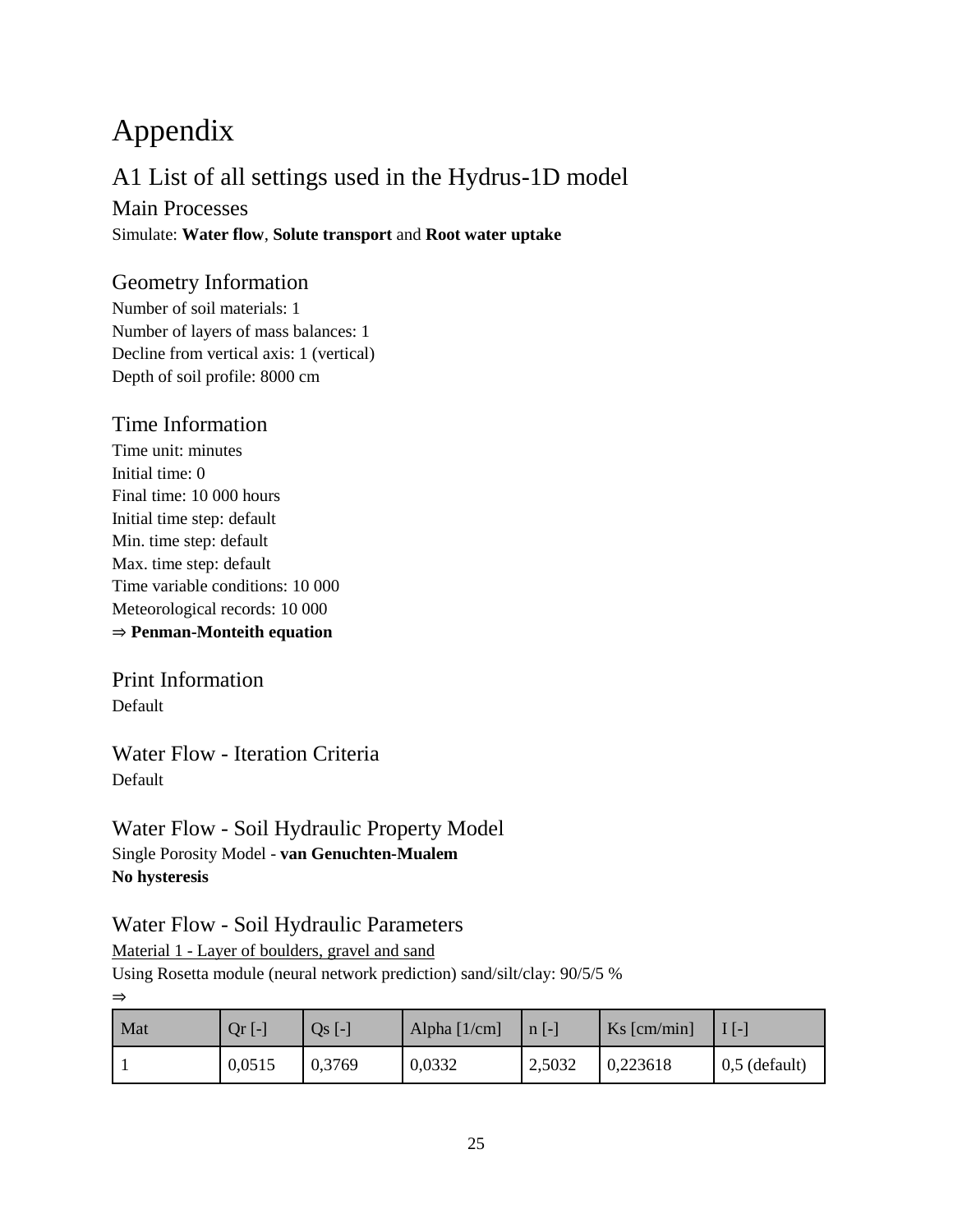# Appendix

## A1 List of all settings used in the Hydrus-1D model

### Main Processes

Simulate: **Water flow**, **Solute transport** and **Root water uptake**

### Geometry Information

Number of soil materials: 1
Number of layers of mass balances: 1
Decline from vertical axis: 1 (vertical)
Depth of soil profile: 8000 cm

### Time Information

Time unit: minutes
Initial time: 0
Final time: 10 000 hours
Initial time step: default
Min. time step: default
Max. time step: default
Time variable conditions: 10 000
Meteorological records: 10 000
⇒ **Penman-Monteith equation**

### Print Information

Default

### Water Flow - Iteration Criteria

Default

### Water Flow - Soil Hydraulic Property Model

Single Porosity Model - **van Genuchten-Mualem**
**No hysteresis**

### Water Flow - Soil Hydraulic Parameters

<u>Material 1 - Layer of boulders, gravel and sand</u>
Using Rosetta module (neural network prediction) sand/silt/clay: 90/5/5 %
⇒

| Mat | Qr [-] | Qs [-] | Alpha [1/cm] | n [-] | Ks [cm/min] | I [-] |
| --- | --- | --- | --- | --- | --- | --- |
| 1 | 0,0515 | 0,3769 | 0,0332 | 2,5032 | 0,223618 | 0,5 (default) |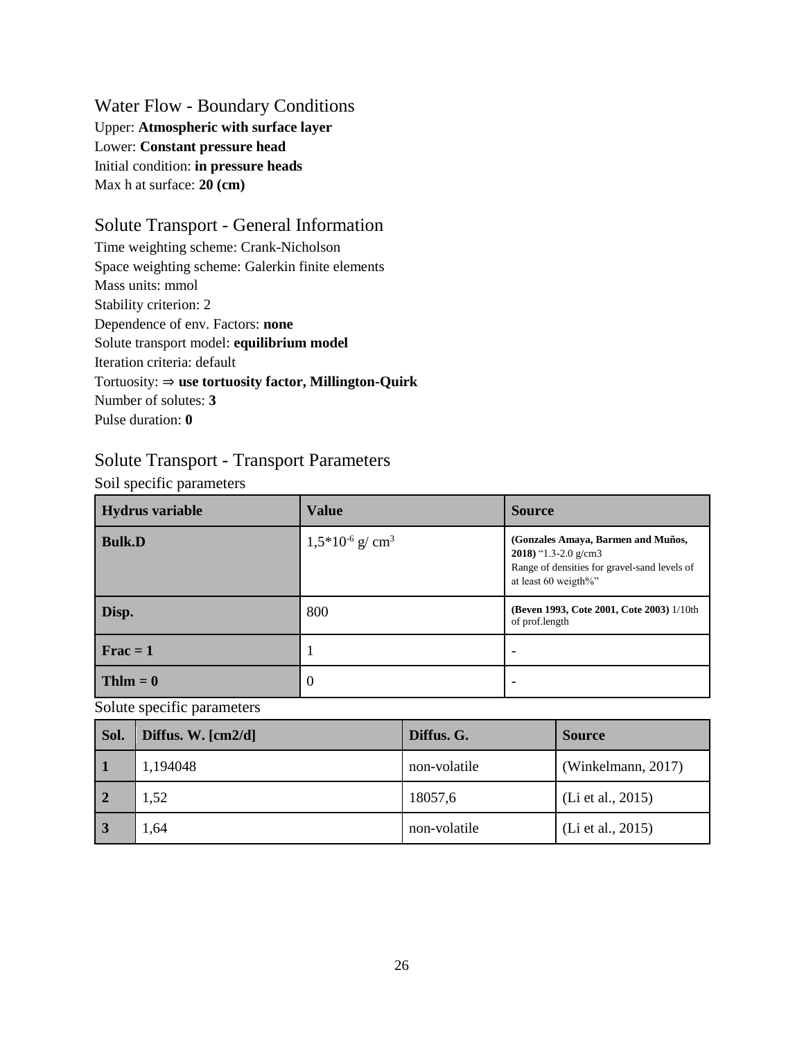## Water Flow - Boundary Conditions

Upper: **Atmospheric with surface layer**
Lower: **Constant pressure head**
Initial condition: **in pressure heads**
Max h at surface: **20 (cm)**

## Solute Transport - General Information

Time weighting scheme: Crank-Nicholson
Space weighting scheme: Galerkin finite elements
Mass units: mmol
Stability criterion: 2
Dependence of env. Factors: **none**
Solute transport model: **equilibrium model**
Iteration criteria: default
Tortuosity: ⇒ **use tortuosity factor, Millington-Quirk**
Number of solutes: **3**
Pulse duration: **0**

## Solute Transport - Transport Parameters

### Soil specific parameters

| Hydrus variable | Value | Source |
|---|---|---|
| **Bulk.D** | $1{,}5 \cdot 10^{-6}$ g/ $cm^3$ | **(Gonzales Amaya, Barmen and Muños, 2018)** "1.3-2.0 g/cm3 Range of densities for gravel-sand levels of at least 60 weigth%" |
| **Disp.** | 800 | **(Beven 1993, Cote 2001, Cote 2003)** 1/10th of prof.length |
| **Frac = 1** | 1 | - |
| **Thlm = 0** | 0 | - |

### Solute specific parameters

| Sol. | Diffus. W. [cm2/d] | Diffus. G. | Source |
|---|---|---|---|
| **1** | 1,194048 | non-volatile | (Winkelmann, 2017) |
| **2** | 1,52 | 18057,6 | (Li et al., 2015) |
| **3** | 1,64 | non-volatile | (Li et al., 2015) |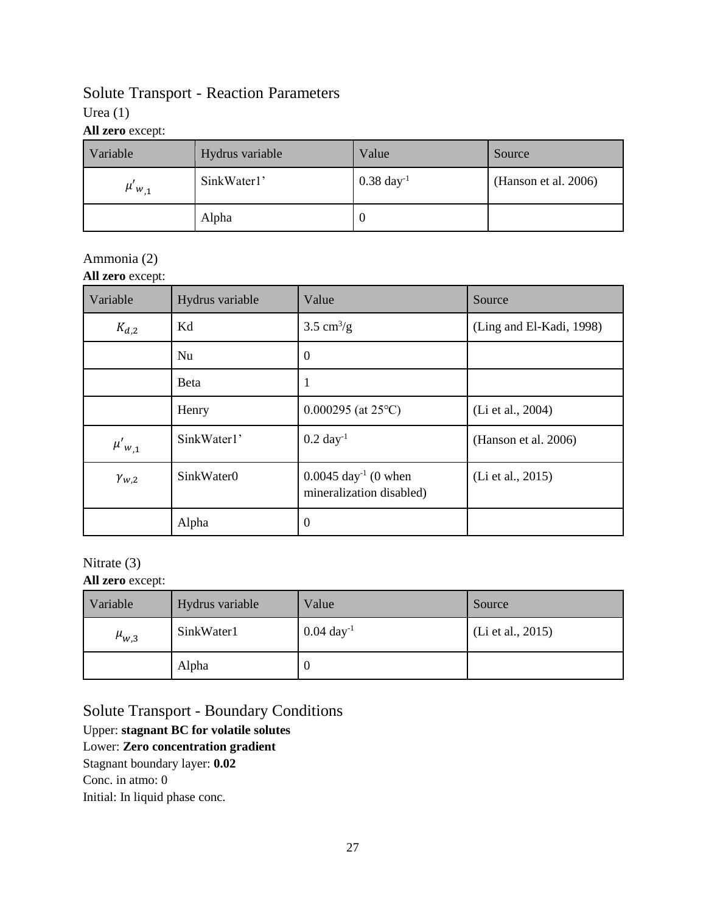## Solute Transport - Reaction Parameters

### Urea (1)

**All zero** except:

| Variable | Hydrus variable | Value | Source |
|---|---|---|---|
| $\mu'_{w,1}$ | SinkWater1' | 0.38 day$^{-1}$ | (Hanson et al. 2006) |
| | Alpha | 0 | |

### Ammonia (2)

**All zero** except:

| Variable | Hydrus variable | Value | Source |
|---|---|---|---|
| $K_{d,2}$ | Kd | 3.5 cm$^3$/g | (Ling and El-Kadi, 1998) |
| | Nu | 0 | |
| | Beta | 1 | |
| | Henry | 0.000295 (at 25°C) | (Li et al., 2004) |
| $\mu'_{w,1}$ | SinkWater1' | 0.2 day$^{-1}$ | (Hanson et al. 2006) |
| $\gamma_{w,2}$ | SinkWater0 | 0.0045 day$^{-1}$ (0 when mineralization disabled) | (Li et al., 2015) |
| | Alpha | 0 | |

### Nitrate (3)

**All zero** except:

| Variable | Hydrus variable | Value | Source |
|---|---|---|---|
| $\mu_{w,3}$ | SinkWater1 | 0.04 day$^{-1}$ | (Li et al., 2015) |
| | Alpha | 0 | |

## Solute Transport - Boundary Conditions

Upper: **stagnant BC for volatile solutes**

Lower: **Zero concentration gradient**

Stagnant boundary layer: **0.02**

Conc. in atmo: 0

Initial: In liquid phase conc.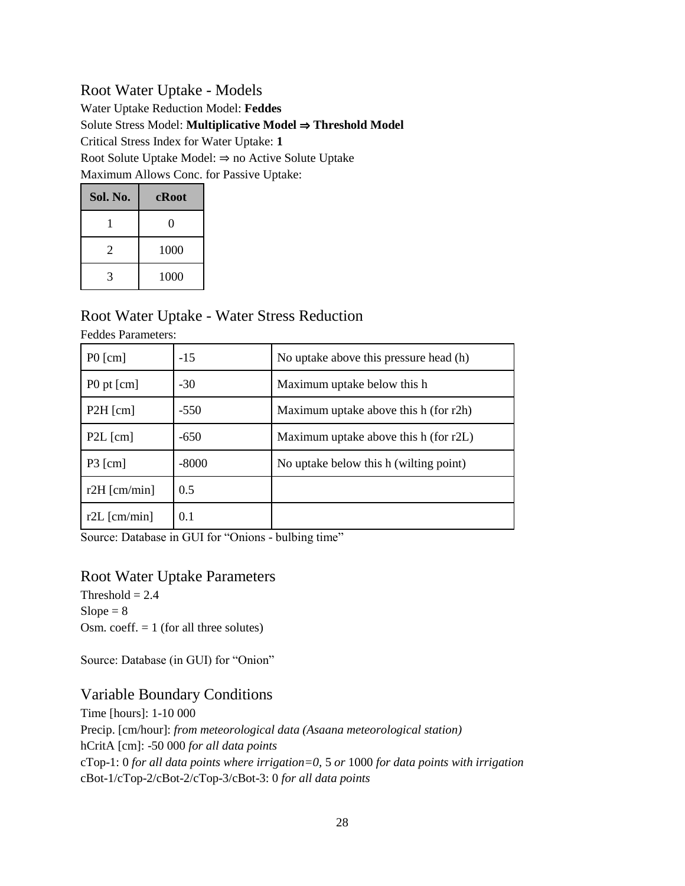## Root Water Uptake - Models

Water Uptake Reduction Model: **Feddes**

Solute Stress Model: **Multiplicative Model ⇒ Threshold Model**

Critical Stress Index for Water Uptake: **1**

Root Solute Uptake Model: ⇒ no Active Solute Uptake

Maximum Allows Conc. for Passive Uptake:

| Sol. No. | cRoot |
|---|---|
| 1 | 0 |
| 2 | 1000 |
| 3 | 1000 |

## Root Water Uptake - Water Stress Reduction

Feddes Parameters:

| | | |
|---|---|---|
| P0 [cm] | -15 | No uptake above this pressure head (h) |
| P0 pt [cm] | -30 | Maximum uptake below this h |
| P2H [cm] | -550 | Maximum uptake above this h (for r2h) |
| P2L [cm] | -650 | Maximum uptake above this h (for r2L) |
| P3 [cm] | -8000 | No uptake below this h (wilting point) |
| r2H [cm/min] | 0.5 | |
| r2L [cm/min] | 0.1 | |

Source: Database in GUI for "Onions - bulbing time"

## Root Water Uptake Parameters

Threshold = 2.4

Slope = 8

Osm. coeff. = 1 (for all three solutes)

Source: Database (in GUI) for "Onion"

## Variable Boundary Conditions

Time [hours]: 1-10 000

Precip. [cm/hour]: *from meteorological data (Asaana meteorological station)*

hCritA [cm]: -50 000 *for all data points*

cTop-1: 0 *for all data points where irrigation=0,* 5 *or* 1000 *for data points with irrigation*

cBot-1/cTop-2/cBot-2/cTop-3/cBot-3: 0 *for all data points*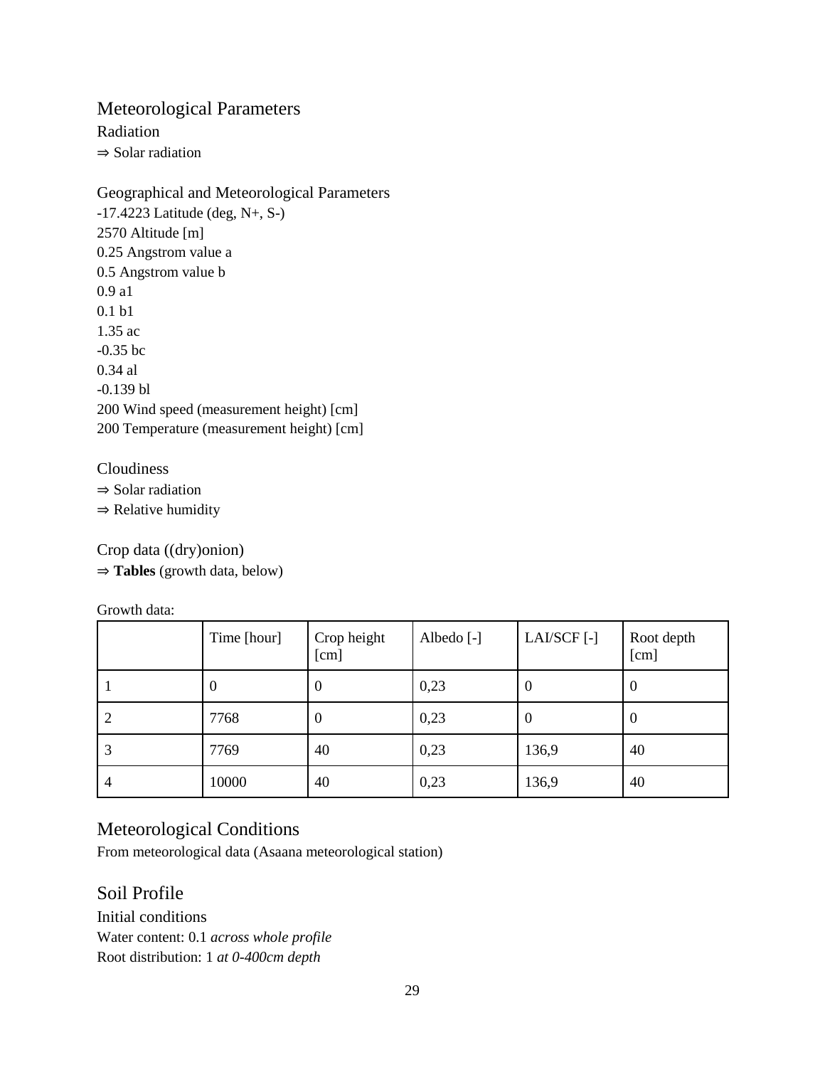## Meteorological Parameters

### Radiation

⇒ Solar radiation

### Geographical and Meteorological Parameters

-17.4223 Latitude (deg, N+, S-)
2570 Altitude [m]
0.25 Angstrom value a
0.5 Angstrom value b
0.9 a1
0.1 b1
1.35 ac
-0.35 bc
0.34 al
-0.139 bl
200 Wind speed (measurement height) [cm]
200 Temperature (measurement height) [cm]

### Cloudiness

⇒ Solar radiation
⇒ Relative humidity

### Crop data ((dry)onion)

⇒ **Tables** (growth data, below)

Growth data:

| | Time [hour] | Crop height [cm] | Albedo [-] | LAI/SCF [-] | Root depth [cm] |
|---|---|---|---|---|---|
| 1 | 0 | 0 | 0,23 | 0 | 0 |
| 2 | 7768 | 0 | 0,23 | 0 | 0 |
| 3 | 7769 | 40 | 0,23 | 136,9 | 40 |
| 4 | 10000 | 40 | 0,23 | 136,9 | 40 |

## Meteorological Conditions

From meteorological data (Asaana meteorological station)

## Soil Profile

### Initial conditions

Water content: 0.1 *across whole profile*
Root distribution: 1 *at 0-400cm depth*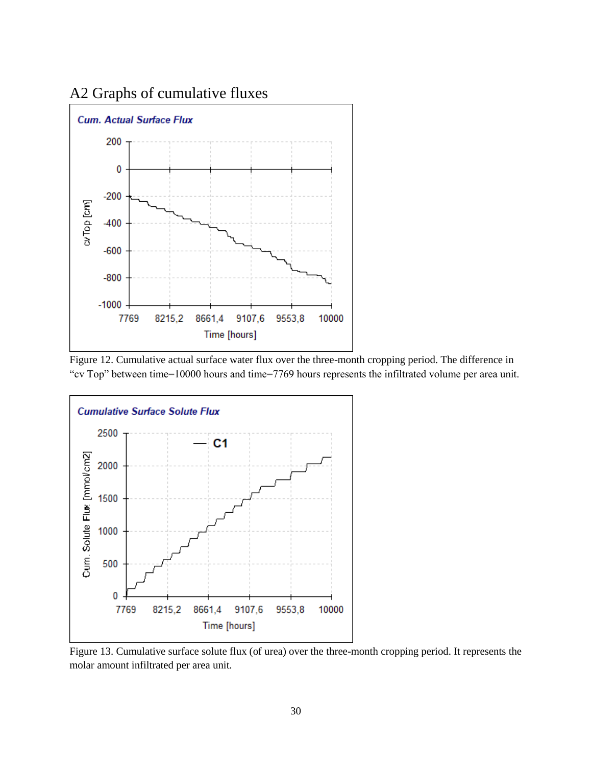## A2 Graphs of cumulative fluxes

Cum. Actual Surface Flux

cvTop [cm]

200
0
-200
-400
-600
-800
-1000

7769
8215,2
8661,4
9107,6
9553,8
10000

Time [hours]

Figure 12. Cumulative actual surface water flux over the three-month cropping period. The difference in "cv Top" between time=10000 hours and time=7769 hours represents the infiltrated volume per area unit.

Cumulative Surface Solute Flux

C1

Cum. Solute Flux [mmol/cm2]

2500
2000
1500
1000
500
0

7769
8215,2
8661,4
9107,6
9553,8
10000

Time [hours]

Figure 13. Cumulative surface solute flux (of urea) over the three-month cropping period. It represents the molar amount infiltrated per area unit.